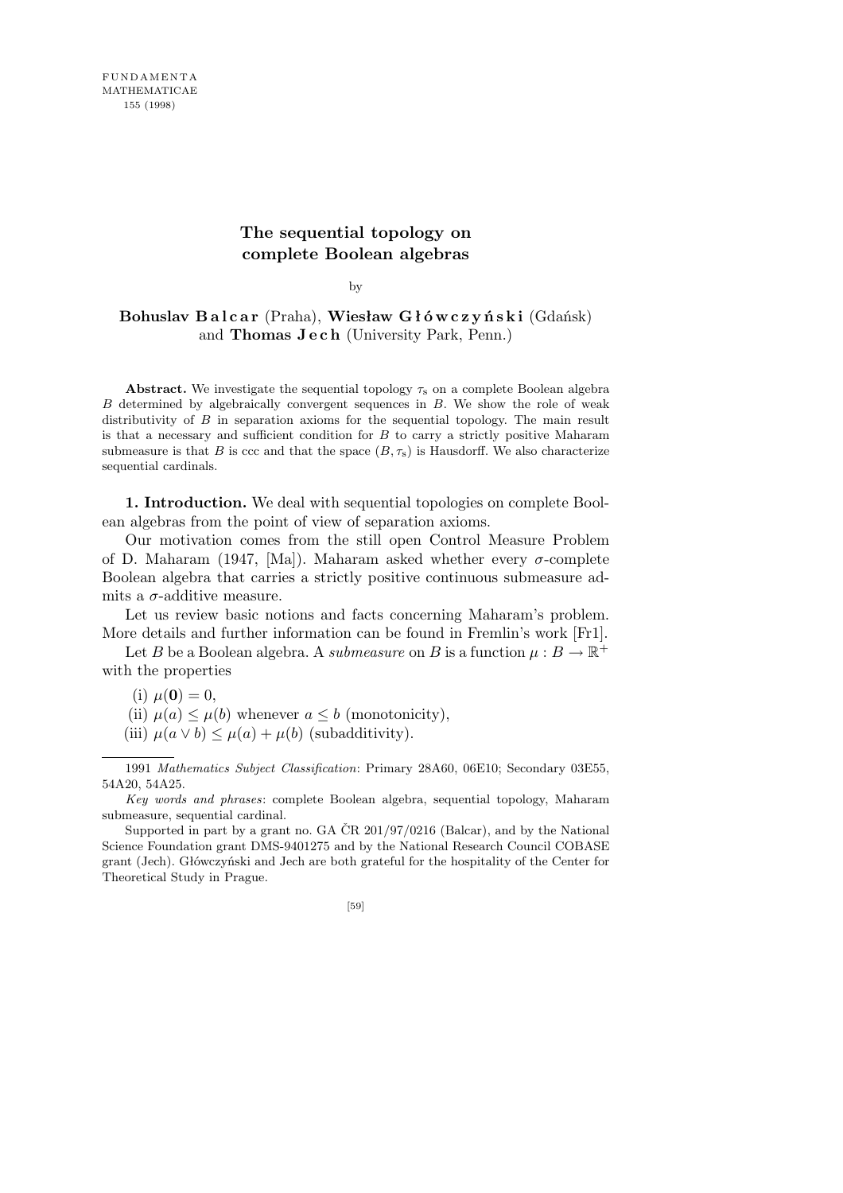# The sequential topology on complete Boolean algebras

by

**Bohuslav Balcar** (Praha), **Wiesław Główczyński** (Gdańsk) and **Thomas Jech** (University Park, Penn.)

**Abstract.** We investigate the sequential topology $\tau_s$ on a complete Boolean algebra $B$ determined by algebraically convergent sequences in $B$. We show the role of weak distributivity of $B$ in separation axioms for the sequential topology. The main result is that a necessary and sufficient condition for $B$ to carry a strictly positive Maharam submeasure is that $B$ is ccc and that the space $(B, \tau_s)$ is Hausdorff. We also characterize sequential cardinals.

**1. Introduction.** We deal with sequential topologies on complete Boolean algebras from the point of view of separation axioms.

Our motivation comes from the still open Control Measure Problem of D. Maharam (1947, [Ma]). Maharam asked whether every $\sigma$-complete Boolean algebra that carries a strictly positive continuous submeasure admits a $\sigma$-additive measure.

Let us review basic notions and facts concerning Maharam's problem. More details and further information can be found in Fremlin's work [Fr1].

Let $B$ be a Boolean algebra. A *submeasure* on $B$ is a function $\mu : B \to \mathbb{R}^+$ with the properties

(i) $\mu(\mathbf{0}) = 0$,

(ii) $\mu(a) \le \mu(b)$ whenever $a \le b$ (monotonicity),

(iii) $\mu(a \vee b) \le \mu(a) + \mu(b)$ (subadditivity).

---

1991 *Mathematics Subject Classification*: Primary 28A60, 06E10; Secondary 03E55, 54A20, 54A25.

*Key words and phrases*: complete Boolean algebra, sequential topology, Maharam submeasure, sequential cardinal.

Supported in part by a grant no. GA ČR 201/97/0216 (Balcar), and by the National Science Foundation grant DMS-9401275 and by the National Research Council COBASE grant (Jech). Główczyński and Jech are both grateful for the hospitality of the Center for Theoretical Study in Prague.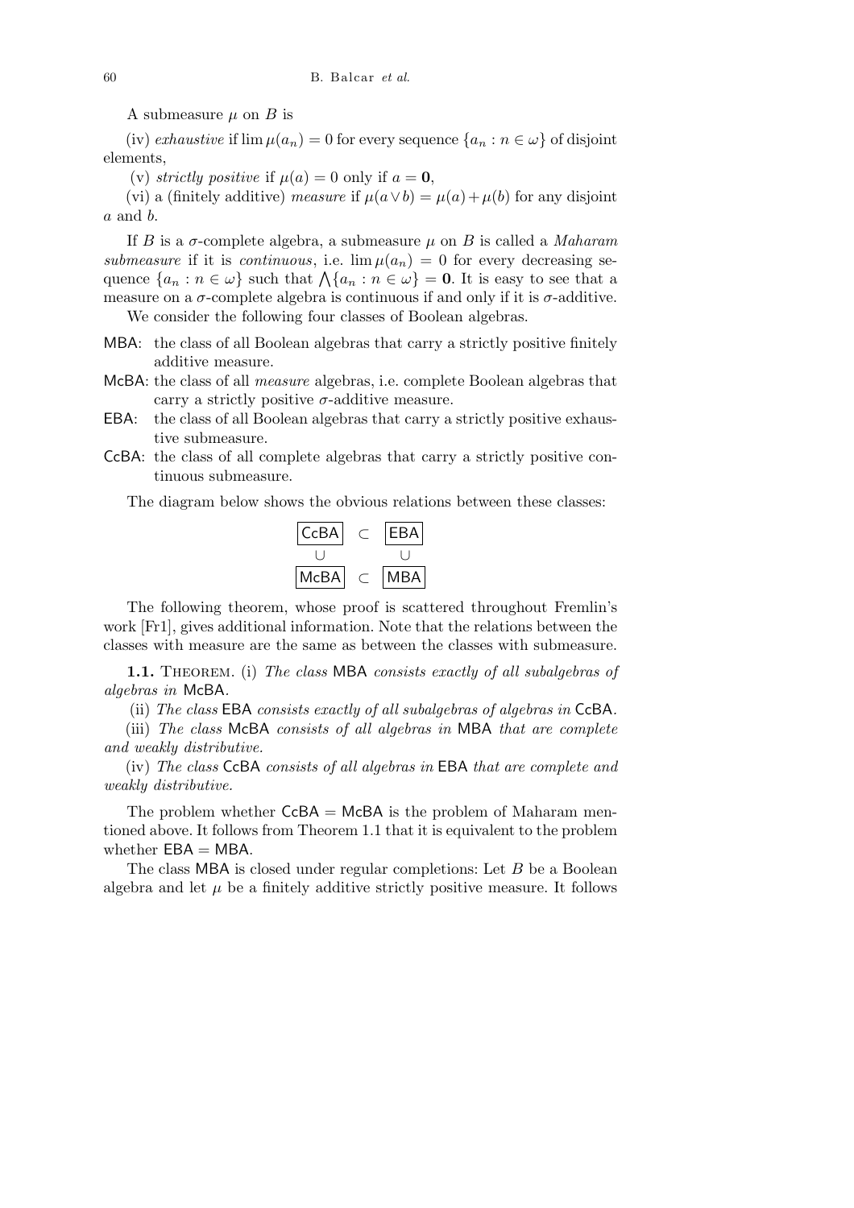A submeasure $\mu$ on $B$ is

(iv) *exhaustive* if $\lim \mu(a_n) = 0$ for every sequence $\{a_n : n \in \omega\}$ of disjoint elements,

(v) *strictly positive* if $\mu(a) = 0$ only if $a = \mathbf{0}$,

(vi) a (finitely additive) *measure* if $\mu(a \vee b) = \mu(a) + \mu(b)$ for any disjoint $a$ and $b$.

If $B$ is a $\sigma$-complete algebra, a submeasure $\mu$ on $B$ is called a *Maharam submeasure* if it is *continuous*, i.e. $\lim \mu(a_n) = 0$ for every decreasing sequence $\{a_n : n \in \omega\}$ such that $\bigwedge\{a_n : n \in \omega\} = \mathbf{0}$. It is easy to see that a measure on a $\sigma$-complete algebra is continuous if and only if it is $\sigma$-additive.

We consider the following four classes of Boolean algebras.

- MBA: the class of all Boolean algebras that carry a strictly positive finitely additive measure.
- McBA: the class of all *measure* algebras, i.e. complete Boolean algebras that carry a strictly positive $\sigma$-additive measure.
- EBA: the class of all Boolean algebras that carry a strictly positive exhaustive submeasure.
- CcBA: the class of all complete algebras that carry a strictly positive continuous submeasure.

The diagram below shows the obvious relations between these classes:

$$\begin{array}{ccc} \boxed{\mathsf{CcBA}} & \subset & \boxed{\mathsf{EBA}} \\ \cup & & \cup \\ \boxed{\mathsf{McBA}} & \subset & \boxed{\mathsf{MBA}} \end{array}$$

The following theorem, whose proof is scattered throughout Fremlin's work [Fr1], gives additional information. Note that the relations between the classes with measure are the same as between the classes with submeasure.

**1.1.** Theorem. (i) *The class* MBA *consists exactly of all subalgebras of algebras in* McBA.

(ii) *The class* EBA *consists exactly of all subalgebras of algebras in* CcBA.

(iii) *The class* McBA *consists of all algebras in* MBA *that are complete and weakly distributive.*

(iv) *The class* CcBA *consists of all algebras in* EBA *that are complete and weakly distributive.*

The problem whether CcBA = McBA is the problem of Maharam mentioned above. It follows from Theorem 1.1 that it is equivalent to the problem whether EBA = MBA.

The class MBA is closed under regular completions: Let $B$ be a Boolean algebra and let $\mu$ be a finitely additive strictly positive measure. It follows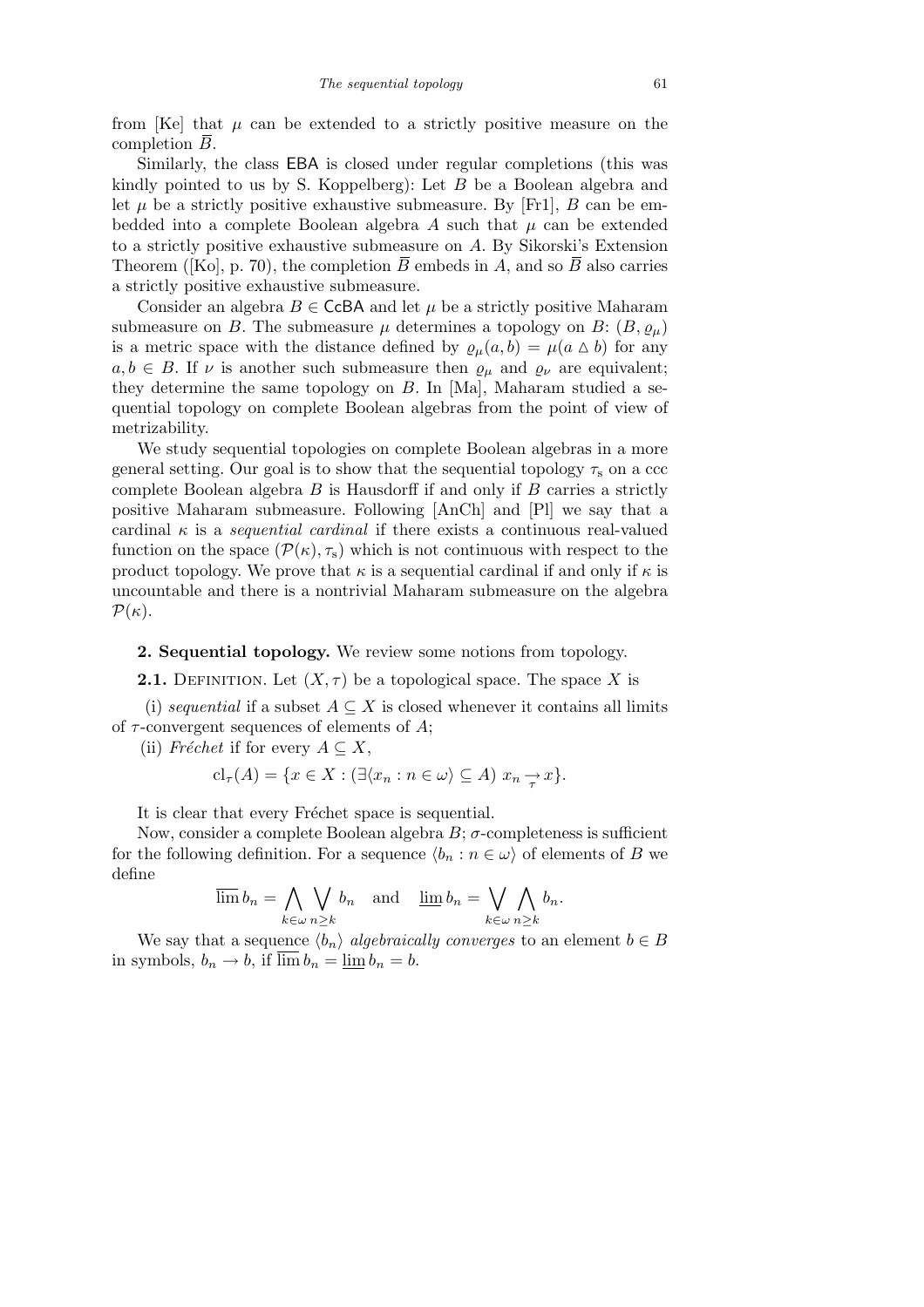from [Ke] that $\mu$ can be extended to a strictly positive measure on the completion $\overline{B}$.

Similarly, the class EBA is closed under regular completions (this was kindly pointed to us by S. Koppelberg): Let $B$ be a Boolean algebra and let $\mu$ be a strictly positive exhaustive submeasure. By [Fr1], $B$ can be embedded into a complete Boolean algebra $A$ such that $\mu$ can be extended to a strictly positive exhaustive submeasure on $A$. By Sikorski's Extension Theorem ([Ko], p. 70), the completion $\overline{B}$ embeds in $A$, and so $\overline{B}$ also carries a strictly positive exhaustive submeasure.

Consider an algebra $B \in$ CcBA and let $\mu$ be a strictly positive Maharam submeasure on $B$. The submeasure $\mu$ determines a topology on $B$: $(B, \varrho_\mu)$ is a metric space with the distance defined by $\varrho_\mu(a,b) = \mu(a \vartriangle b)$ for any $a, b \in B$. If $\nu$ is another such submeasure then $\varrho_\mu$ and $\varrho_\nu$ are equivalent; they determine the same topology on $B$. In [Ma], Maharam studied a sequential topology on complete Boolean algebras from the point of view of metrizability.

We study sequential topologies on complete Boolean algebras in a more general setting. Our goal is to show that the sequential topology $\tau_{\mathrm{s}}$ on a ccc complete Boolean algebra $B$ is Hausdorff if and only if $B$ carries a strictly positive Maharam submeasure. Following [AnCh] and [Pl] we say that a cardinal $\kappa$ is a *sequential cardinal* if there exists a continuous real-valued function on the space $(\mathcal{P}(\kappa), \tau_{\mathrm{s}})$ which is not continuous with respect to the product topology. We prove that $\kappa$ is a sequential cardinal if and only if $\kappa$ is uncountable and there is a nontrivial Maharam submeasure on the algebra $\mathcal{P}(\kappa)$.

## 2. Sequential topology.

We review some notions from topology.

**2.1.** Definition. Let $(X, \tau)$ be a topological space. The space $X$ is

(i) *sequential* if a subset $A \subseteq X$ is closed whenever it contains all limits of $\tau$-convergent sequences of elements of $A$;

(ii) *Fréchet* if for every $A \subseteq X$,

$$\mathrm{cl}_\tau(A) = \{x \in X : (\exists \langle x_n : n \in \omega\rangle \subseteq A)\ x_n \underset{\tau}{\to} x\}.$$

It is clear that every Fréchet space is sequential.

Now, consider a complete Boolean algebra $B$; $\sigma$-completeness is sufficient for the following definition. For a sequence $\langle b_n : n \in \omega\rangle$ of elements of $B$ we define

$$\overline{\lim}\, b_n = \bigwedge_{k\in\omega} \bigvee_{n\geq k} b_n \quad \text{and} \quad \underline{\lim}\, b_n = \bigvee_{k\in\omega} \bigwedge_{n\geq k} b_n.$$

We say that a sequence $\langle b_n\rangle$ *algebraically converges* to an element $b \in B$ in symbols, $b_n \to b$, if $\overline{\lim}\, b_n = \underline{\lim}\, b_n = b$.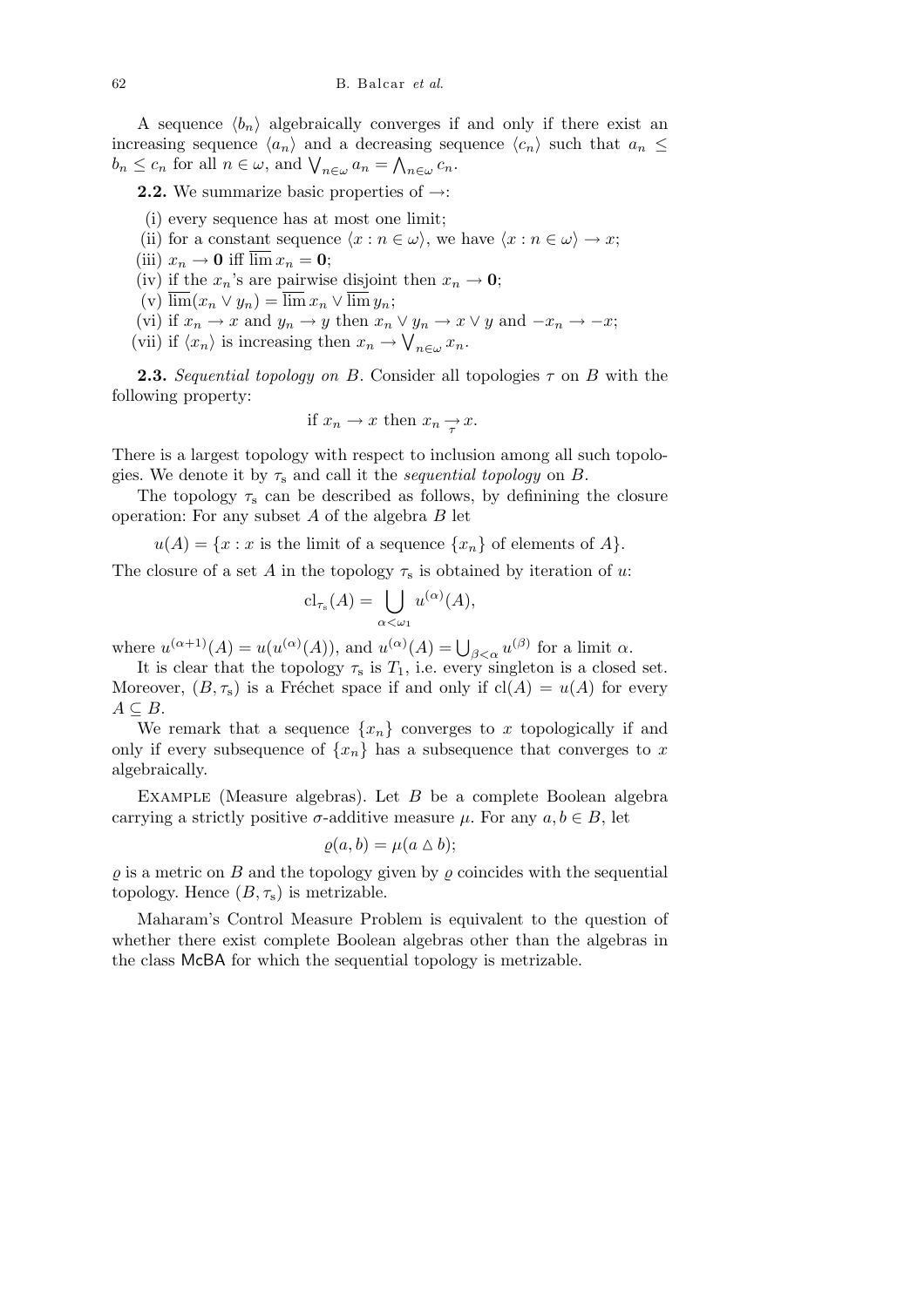A sequence $\langle b_n \rangle$ algebraically converges if and only if there exist an increasing sequence $\langle a_n \rangle$ and a decreasing sequence $\langle c_n \rangle$ such that $a_n \leq b_n \leq c_n$ for all $n \in \omega$, and $\bigvee_{n\in\omega} a_n = \bigwedge_{n\in\omega} c_n$.

**2.2.** We summarize basic properties of $\to$:

(i) every sequence has at most one limit;

(ii) for a constant sequence $\langle x : n \in \omega \rangle$, we have $\langle x : n \in \omega \rangle \to x$;

(iii) $x_n \to \mathbf{0}$ iff $\overline{\lim}\, x_n = \mathbf{0}$;

(iv) if the $x_n$'s are pairwise disjoint then $x_n \to \mathbf{0}$;

(v) $\overline{\lim}(x_n \vee y_n) = \overline{\lim}\, x_n \vee \overline{\lim}\, y_n$;

(vi) if $x_n \to x$ and $y_n \to y$ then $x_n \vee y_n \to x \vee y$ and $-x_n \to -x$;

(vii) if $\langle x_n \rangle$ is increasing then $x_n \to \bigvee_{n\in\omega} x_n$.

**2.3.** *Sequential topology on $B$.* Consider all topologies $\tau$ on $B$ with the following property:

$$\text{if } x_n \to x \text{ then } x_n \underset{\tau}{\to} x.$$

There is a largest topology with respect to inclusion among all such topologies. We denote it by $\tau_{\mathrm{s}}$ and call it the *sequential topology* on $B$.

The topology $\tau_{\mathrm{s}}$ can be described as follows, by definining the closure operation: For any subset $A$ of the algebra $B$ let

$$u(A) = \{x : x \text{ is the limit of a sequence } \{x_n\} \text{ of elements of } A\}.$$

The closure of a set $A$ in the topology $\tau_{\mathrm{s}}$ is obtained by iteration of $u$:

$$\mathrm{cl}_{\tau_{\mathrm{s}}}(A) = \bigcup_{\alpha<\omega_1} u^{(\alpha)}(A),$$

where $u^{(\alpha+1)}(A) = u(u^{(\alpha)}(A))$, and $u^{(\alpha)}(A) = \bigcup_{\beta<\alpha} u^{(\beta)}$ for a limit $\alpha$.

It is clear that the topology $\tau_{\mathrm{s}}$ is $T_1$, i.e. every singleton is a closed set. Moreover, $(B, \tau_{\mathrm{s}})$ is a Fréchet space if and only if $\mathrm{cl}(A) = u(A)$ for every $A \subseteq B$.

We remark that a sequence $\{x_n\}$ converges to $x$ topologically if and only if every subsequence of $\{x_n\}$ has a subsequence that converges to $x$ algebraically.

Example (Measure algebras). Let $B$ be a complete Boolean algebra carrying a strictly positive $\sigma$-additive measure $\mu$. For any $a, b \in B$, let

$$\varrho(a, b) = \mu(a \vartriangle b);$$

$\varrho$ is a metric on $B$ and the topology given by $\varrho$ coincides with the sequential topology. Hence $(B, \tau_{\mathrm{s}})$ is metrizable.

Maharam's Control Measure Problem is equivalent to the question of whether there exist complete Boolean algebras other than the algebras in the class $\mathsf{McBA}$ for which the sequential topology is metrizable.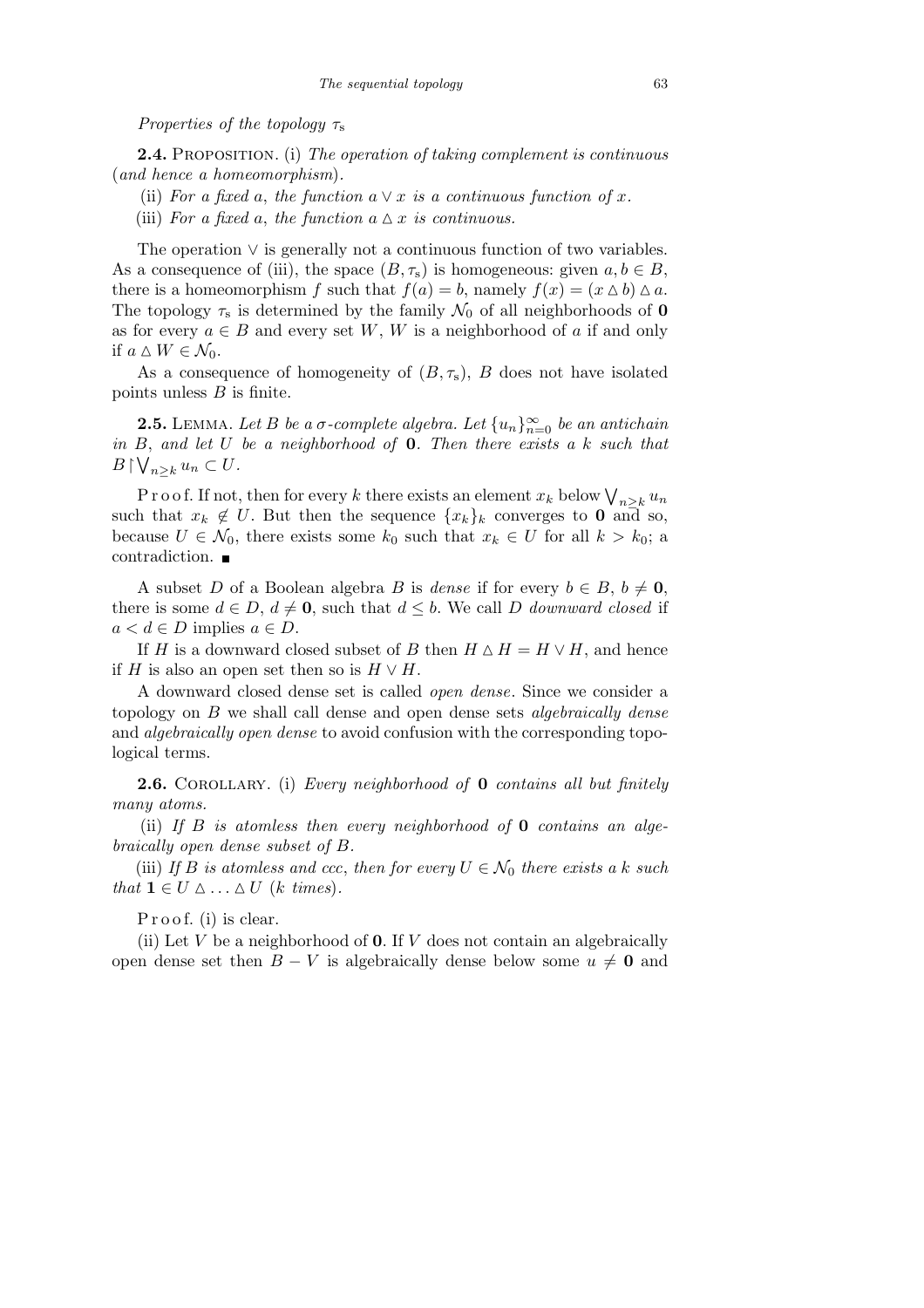*Properties of the topology $\tau_s$*

**2.4.** Proposition. (i) *The operation of taking complement is continuous* (*and hence a homeomorphism*).

(ii) *For a fixed $a$, the function $a \vee x$ is a continuous function of $x$.*

(iii) *For a fixed $a$, the function $a \vartriangle x$ is continuous.*

The operation $\vee$ is generally not a continuous function of two variables. As a consequence of (iii), the space $(B, \tau_s)$ is homogeneous: given $a, b \in B$, there is a homeomorphism $f$ such that $f(a) = b$, namely $f(x) = (x \vartriangle b) \vartriangle a$. The topology $\tau_s$ is determined by the family $\mathcal{N}_0$ of all neighborhoods of $\mathbf{0}$ as for every $a \in B$ and every set $W$, $W$ is a neighborhood of $a$ if and only if $a \vartriangle W \in \mathcal{N}_0$.

As a consequence of homogeneity of $(B, \tau_s)$, $B$ does not have isolated points unless $B$ is finite.

**2.5.** Lemma. *Let $B$ be a $\sigma$-complete algebra. Let $\{u_n\}_{n=0}^{\infty}$ be an antichain in $B$, and let $U$ be a neighborhood of $\mathbf{0}$. Then there exists a $k$ such that $B \restriction \bigvee_{n \geq k} u_n \subset U$.*

Proof. If not, then for every $k$ there exists an element $x_k$ below $\bigvee_{n \geq k} u_n$ such that $x_k \notin U$. But then the sequence $\{x_k\}_k$ converges to $\mathbf{0}$ and so, because $U \in \mathcal{N}_0$, there exists some $k_0$ such that $x_k \in U$ for all $k > k_0$; a contradiction. ∎

A subset $D$ of a Boolean algebra $B$ is *dense* if for every $b \in B$, $b \neq \mathbf{0}$, there is some $d \in D$, $d \neq \mathbf{0}$, such that $d \leq b$. We call $D$ *downward closed* if $a < d \in D$ implies $a \in D$.

If $H$ is a downward closed subset of $B$ then $H \vartriangle H = H \vee H$, and hence if $H$ is also an open set then so is $H \vee H$.

A downward closed dense set is called *open dense*. Since we consider a topology on $B$ we shall call dense and open dense sets *algebraically dense* and *algebraically open dense* to avoid confusion with the corresponding topological terms.

**2.6.** Corollary. (i) *Every neighborhood of $\mathbf{0}$ contains all but finitely many atoms.*

(ii) *If $B$ is atomless then every neighborhood of $\mathbf{0}$ contains an algebraically open dense subset of $B$.*

(iii) *If $B$ is atomless and ccc, then for every $U \in \mathcal{N}_0$ there exists a $k$ such that $\mathbf{1} \in U \vartriangle \ldots \vartriangle U$ ($k$ times).*

Proof. (i) is clear.

(ii) Let $V$ be a neighborhood of $\mathbf{0}$. If $V$ does not contain an algebraically open dense set then $B - V$ is algebraically dense below some $u \neq \mathbf{0}$ and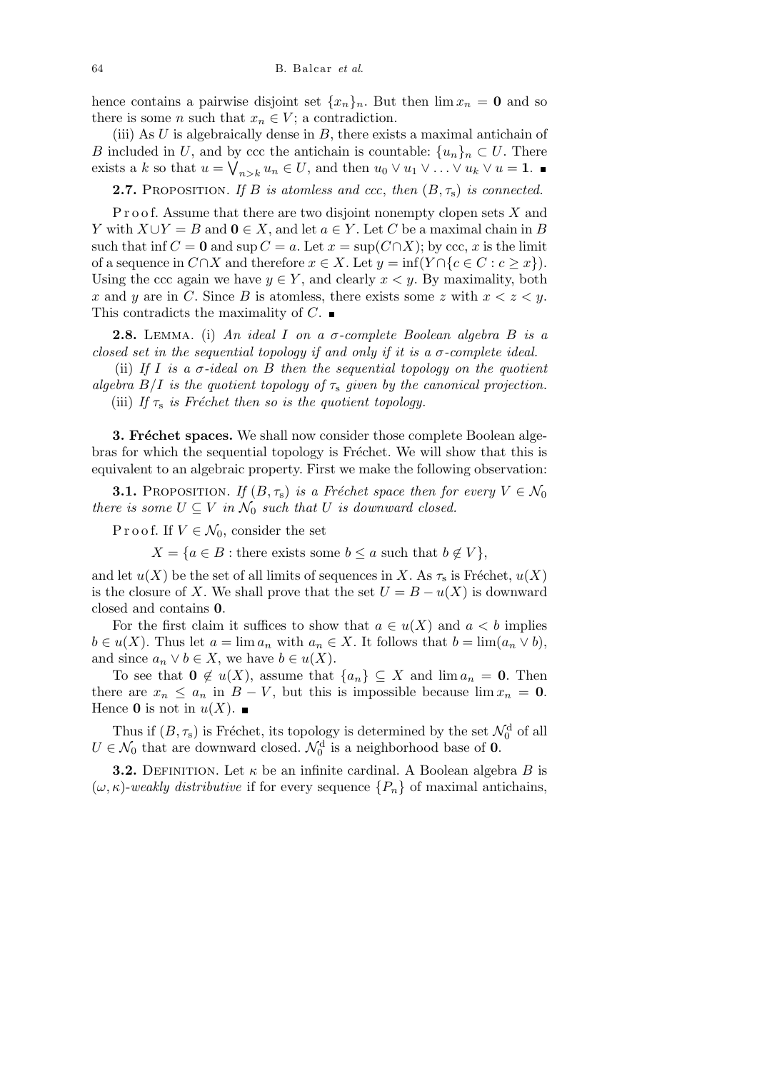hence contains a pairwise disjoint set $\{x_n\}_n$. But then $\lim x_n = \mathbf{0}$ and so there is some $n$ such that $x_n \in V$; a contradiction.

(iii) As $U$ is algebraically dense in $B$, there exists a maximal antichain of $B$ included in $U$, and by ccc the antichain is countable: $\{u_n\}_n \subset U$. There exists a $k$ so that $u = \bigvee_{n>k} u_n \in U$, and then $u_0 \vee u_1 \vee \ldots \vee u_k \vee u = \mathbf{1}$. ∎

**2.7.** Proposition. *If $B$ is atomless and ccc, then $(B, \tau_s)$ is connected.*

Proof. Assume that there are two disjoint nonempty clopen sets $X$ and $Y$ with $X \cup Y = B$ and $\mathbf{0} \in X$, and let $a \in Y$. Let $C$ be a maximal chain in $B$ such that $\inf C = \mathbf{0}$ and $\sup C = a$. Let $x = \sup(C \cap X)$; by ccc, $x$ is the limit of a sequence in $C \cap X$ and therefore $x \in X$. Let $y = \inf(Y \cap \{c \in C : c \geq x\})$. Using the ccc again we have $y \in Y$, and clearly $x < y$. By maximality, both $x$ and $y$ are in $C$. Since $B$ is atomless, there exists some $z$ with $x < z < y$. This contradicts the maximality of $C$. ∎

**2.8.** Lemma. (i) *An ideal $I$ on a $\sigma$-complete Boolean algebra $B$ is a closed set in the sequential topology if and only if it is a $\sigma$-complete ideal.*

(ii) *If $I$ is a $\sigma$-ideal on $B$ then the sequential topology on the quotient algebra $B/I$ is the quotient topology of $\tau_s$ given by the canonical projection.*

(iii) *If $\tau_s$ is Fréchet then so is the quotient topology.*

## 3. Fréchet spaces.

We shall now consider those complete Boolean algebras for which the sequential topology is Fréchet. We will show that this is equivalent to an algebraic property. First we make the following observation:

**3.1.** Proposition. *If $(B, \tau_s)$ is a Fréchet space then for every $V \in \mathcal{N}_0$ there is some $U \subseteq V$ in $\mathcal{N}_0$ such that $U$ is downward closed.*

Proof. If $V \in \mathcal{N}_0$, consider the set

$$X = \{a \in B : \text{there exists some } b \leq a \text{ such that } b \notin V\},$$

and let $u(X)$ be the set of all limits of sequences in $X$. As $\tau_s$ is Fréchet, $u(X)$ is the closure of $X$. We shall prove that the set $U = B - u(X)$ is downward closed and contains $\mathbf{0}$.

For the first claim it suffices to show that $a \in u(X)$ and $a < b$ implies $b \in u(X)$. Thus let $a = \lim a_n$ with $a_n \in X$. It follows that $b = \lim(a_n \vee b)$, and since $a_n \vee b \in X$, we have $b \in u(X)$.

To see that $\mathbf{0} \notin u(X)$, assume that $\{a_n\} \subseteq X$ and $\lim a_n = \mathbf{0}$. Then there are $x_n \leq a_n$ in $B - V$, but this is impossible because $\lim x_n = \mathbf{0}$. Hence $\mathbf{0}$ is not in $u(X)$. ∎

Thus if $(B, \tau_s)$ is Fréchet, its topology is determined by the set $\mathcal{N}_0^{\mathrm{d}}$ of all $U \in \mathcal{N}_0$ that are downward closed. $\mathcal{N}_0^{\mathrm{d}}$ is a neighborhood base of $\mathbf{0}$.

**3.2.** Definition. Let $\kappa$ be an infinite cardinal. A Boolean algebra $B$ is $(\omega, \kappa)$-*weakly distributive* if for every sequence $\{P_n\}$ of maximal antichains,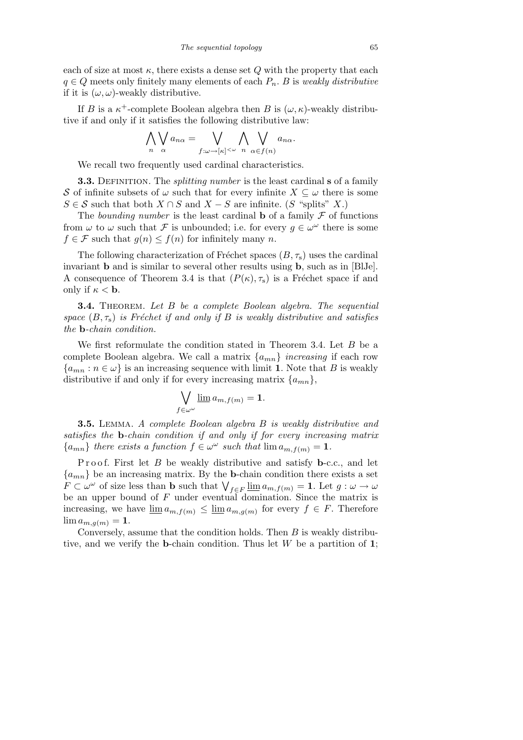each of size at most $\kappa$, there exists a dense set $Q$ with the property that each $q \in Q$ meets only finitely many elements of each $P_n$. $B$ is *weakly distributive* if it is $(\omega, \omega)$-weakly distributive.

If $B$ is a $\kappa^+$-complete Boolean algebra then $B$ is $(\omega, \kappa)$-weakly distributive if and only if it satisfies the following distributive law:

$$\bigwedge_n \bigvee_\alpha a_{n\alpha} = \bigvee_{f:\omega\to[\kappa]^{<\omega}} \bigwedge_n \bigvee_{\alpha\in f(n)} a_{n\alpha}.$$

We recall two frequently used cardinal characteristics.

**3.3.** Definition. The *splitting number* is the least cardinal $\mathbf{s}$ of a family $\mathcal{S}$ of infinite subsets of $\omega$ such that for every infinite $X \subseteq \omega$ there is some $S \in \mathcal{S}$ such that both $X \cap S$ and $X - S$ are infinite. ($S$ "splits" $X$.)

The *bounding number* is the least cardinal $\mathbf{b}$ of a family $\mathcal{F}$ of functions from $\omega$ to $\omega$ such that $\mathcal{F}$ is unbounded; i.e. for every $g \in \omega^\omega$ there is some $f \in \mathcal{F}$ such that $g(n) \le f(n)$ for infinitely many $n$.

The following characterization of Fréchet spaces $(B, \tau_s)$ uses the cardinal invariant $\mathbf{b}$ and is similar to several other results using $\mathbf{b}$, such as in [BlJe]. A consequence of Theorem 3.4 is that $(P(\kappa), \tau_s)$ is a Fréchet space if and only if $\kappa < \mathbf{b}$.

**3.4.** Theorem. *Let $B$ be a complete Boolean algebra. The sequential space $(B, \tau_s)$ is Fréchet if and only if $B$ is weakly distributive and satisfies the $\mathbf{b}$-chain condition.*

We first reformulate the condition stated in Theorem 3.4. Let $B$ be a complete Boolean algebra. We call a matrix $\{a_{mn}\}$ *increasing* if each row $\{a_{mn} : n \in \omega\}$ is an increasing sequence with limit $\mathbf{1}$. Note that $B$ is weakly distributive if and only if for every increasing matrix $\{a_{mn}\}$,

$$\bigvee_{f\in\omega^\omega} \underline{\lim}\, a_{m,f(m)} = \mathbf{1}.$$

**3.5.** Lemma. *A complete Boolean algebra $B$ is weakly distributive and satisfies the $\mathbf{b}$-chain condition if and only if for every increasing matrix $\{a_{mn}\}$ there exists a function $f \in \omega^\omega$ such that $\lim a_{m,f(m)} = \mathbf{1}$.*

Proof. First let $B$ be weakly distributive and satisfy $\mathbf{b}$-c.c., and let $\{a_{mn}\}$ be an increasing matrix. By the $\mathbf{b}$-chain condition there exists a set $F \subset \omega^\omega$ of size less than $\mathbf{b}$ such that $\bigvee_{f\in F} \underline{\lim}\, a_{m,f(m)} = \mathbf{1}$. Let $g : \omega \to \omega$ be an upper bound of $F$ under eventual domination. Since the matrix is increasing, we have $\underline{\lim}\, a_{m,f(m)} \le \underline{\lim}\, a_{m,g(m)}$ for every $f \in F$. Therefore $\lim a_{m,g(m)} = \mathbf{1}$.

Conversely, assume that the condition holds. Then $B$ is weakly distributive, and we verify the $\mathbf{b}$-chain condition. Thus let $W$ be a partition of $\mathbf{1}$;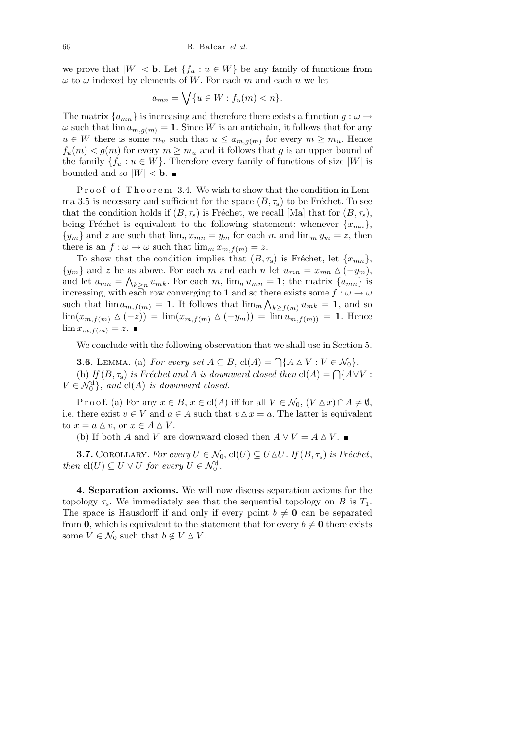we prove that $|W| < \mathbf{b}$. Let $\{f_u : u \in W\}$ be any family of functions from $\omega$ to $\omega$ indexed by elements of $W$. For each $m$ and each $n$ we let

$$a_{mn} = \bigvee\{u \in W : f_u(m) < n\}.$$

The matrix $\{a_{mn}\}$ is increasing and therefore there exists a function $g : \omega \to \omega$ such that $\lim a_{m,g(m)} = \mathbf{1}$. Since $W$ is an antichain, it follows that for any $u \in W$ there is some $m_u$ such that $u \le a_{m,g(m)}$ for every $m \ge m_u$. Hence $f_u(m) < g(m)$ for every $m \ge m_u$ and it follows that $g$ is an upper bound of the family $\{f_u : u \in W\}$. Therefore every family of functions of size $|W|$ is bounded and so $|W| < \mathbf{b}$. ■

Proof of Theorem 3.4. We wish to show that the condition in Lemma 3.5 is necessary and sufficient for the space $(B, \tau_s)$ to be Fréchet. To see that the condition holds if $(B, \tau_s)$ is Fréchet, we recall [Ma] that for $(B, \tau_s)$, being Fréchet is equivalent to the following statement: whenever $\{x_{mn}\}$, $\{y_m\}$ and $z$ are such that $\lim_n x_{mn} = y_m$ for each $m$ and $\lim_m y_m = z$, then there is an $f : \omega \to \omega$ such that $\lim_m x_{m,f(m)} = z$.

To show that the condition implies that $(B, \tau_s)$ is Fréchet, let $\{x_{mn}\}$, $\{y_m\}$ and $z$ be as above. For each $m$ and each $n$ let $u_{mn} = x_{mn} \triangle (-y_m)$, and let $a_{mn} = \bigwedge_{k \ge n} u_{mk}$. For each $m$, $\lim_n u_{mn} = \mathbf{1}$; the matrix $\{a_{mn}\}$ is increasing, with each row converging to $\mathbf{1}$ and so there exists some $f : \omega \to \omega$ such that $\lim a_{m,f(m)} = \mathbf{1}$. It follows that $\lim_m \bigwedge_{k \ge f(m)} u_{mk} = \mathbf{1}$, and so $\lim(x_{m,f(m)} \triangle (-z)) = \lim(x_{m,f(m)} \triangle (-y_m)) = \lim u_{m,f(m))} = \mathbf{1}$. Hence $\lim x_{m,f(m)} = z$. ■

We conclude with the following observation that we shall use in Section 5.

**3.6.** Lemma. (a) *For every set* $A \subseteq B$, $\mathrm{cl}(A) = \bigcap\{A \triangle V : V \in \mathcal{N}_0\}$.

(b) *If* $(B, \tau_s)$ *is Fréchet and* $A$ *is downward closed then* $\mathrm{cl}(A) = \bigcap\{A \vee V : V \in \mathcal{N}_0^{\mathrm{d}}\}$, *and* $\mathrm{cl}(A)$ *is downward closed.*

Proof. (a) For any $x \in B$, $x \in \mathrm{cl}(A)$ iff for all $V \in \mathcal{N}_0$, $(V \triangle x) \cap A \ne \emptyset$, i.e. there exist $v \in V$ and $a \in A$ such that $v \triangle x = a$. The latter is equivalent to $x = a \triangle v$, or $x \in A \triangle V$.

(b) If both $A$ and $V$ are downward closed then $A \vee V = A \triangle V$. ■

**3.7.** Corollary. *For every* $U \in \mathcal{N}_0$, $\mathrm{cl}(U) \subseteq U \triangle U$. *If* $(B, \tau_s)$ *is Fréchet, then* $\mathrm{cl}(U) \subseteq U \vee U$ *for every* $U \in \mathcal{N}_0^{\mathrm{d}}$.

**4. Separation axioms.** We will now discuss separation axioms for the topology $\tau_s$. We immediately see that the sequential topology on $B$ is $T_1$. The space is Hausdorff if and only if every point $b \ne \mathbf{0}$ can be separated from $\mathbf{0}$, which is equivalent to the statement that for every $b \ne \mathbf{0}$ there exists some $V \in \mathcal{N}_0$ such that $b \notin V \triangle V$.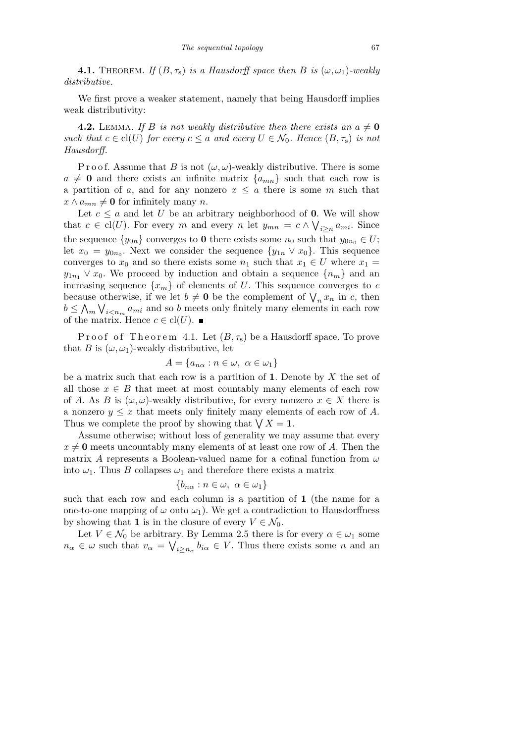**4.1.** Theorem. *If $(B, \tau_s)$ is a Hausdorff space then $B$ is $(\omega, \omega_1)$-weakly distributive.*

We first prove a weaker statement, namely that being Hausdorff implies weak distributivity:

**4.2.** Lemma. *If $B$ is not weakly distributive then there exists an $a \neq \mathbf{0}$ such that $c \in \mathrm{cl}(U)$ for every $c \leq a$ and every $U \in \mathcal{N}_0$. Hence $(B, \tau_s)$ is not Hausdorff.*

Proof. Assume that $B$ is not $(\omega, \omega)$-weakly distributive. There is some $a \neq \mathbf{0}$ and there exists an infinite matrix $\{a_{mn}\}$ such that each row is a partition of $a$, and for any nonzero $x \leq a$ there is some $m$ such that $x \wedge a_{mn} \neq \mathbf{0}$ for infinitely many $n$.

Let $c \leq a$ and let $U$ be an arbitrary neighborhood of $\mathbf{0}$. We will show that $c \in \mathrm{cl}(U)$. For every $m$ and every $n$ let $y_{mn} = c \wedge \bigvee_{i \geq n} a_{mi}$. Since the sequence $\{y_{0n}\}$ converges to $\mathbf{0}$ there exists some $n_0$ such that $y_{0n_0} \in U$; let $x_0 = y_{0n_0}$. Next we consider the sequence $\{y_{1n} \vee x_0\}$. This sequence converges to $x_0$ and so there exists some $n_1$ such that $x_1 \in U$ where $x_1 = y_{1n_1} \vee x_0$. We proceed by induction and obtain a sequence $\{n_m\}$ and an increasing sequence $\{x_m\}$ of elements of $U$. This sequence converges to $c$ because otherwise, if we let $b \neq \mathbf{0}$ be the complement of $\bigvee_n x_n$ in $c$, then $b \leq \bigwedge_m \bigvee_{i < n_m} a_{mi}$ and so $b$ meets only finitely many elements in each row of the matrix. Hence $c \in \mathrm{cl}(U)$. ∎

Proof of Theorem 4.1. Let $(B, \tau_s)$ be a Hausdorff space. To prove that $B$ is $(\omega, \omega_1)$-weakly distributive, let

$$A = \{a_{n\alpha} : n \in \omega,\ \alpha \in \omega_1\}$$

be a matrix such that each row is a partition of $\mathbf{1}$. Denote by $X$ the set of all those $x \in B$ that meet at most countably many elements of each row of $A$. As $B$ is $(\omega, \omega)$-weakly distributive, for every nonzero $x \in X$ there is a nonzero $y \leq x$ that meets only finitely many elements of each row of $A$. Thus we complete the proof by showing that $\bigvee X = \mathbf{1}$.

Assume otherwise; without loss of generality we may assume that every $x \neq \mathbf{0}$ meets uncountably many elements of at least one row of $A$. Then the matrix $A$ represents a Boolean-valued name for a cofinal function from $\omega$ into $\omega_1$. Thus $B$ collapses $\omega_1$ and therefore there exists a matrix

$$\{b_{n\alpha} : n \in \omega,\ \alpha \in \omega_1\}$$

such that each row and each column is a partition of $\mathbf{1}$ (the name for a one-to-one mapping of $\omega$ onto $\omega_1$). We get a contradiction to Hausdorffness by showing that $\mathbf{1}$ is in the closure of every $V \in \mathcal{N}_0$.

Let $V \in \mathcal{N}_0$ be arbitrary. By Lemma 2.5 there is for every $\alpha \in \omega_1$ some $n_\alpha \in \omega$ such that $v_\alpha = \bigvee_{i \geq n_\alpha} b_{i\alpha} \in V$. Thus there exists some $n$ and an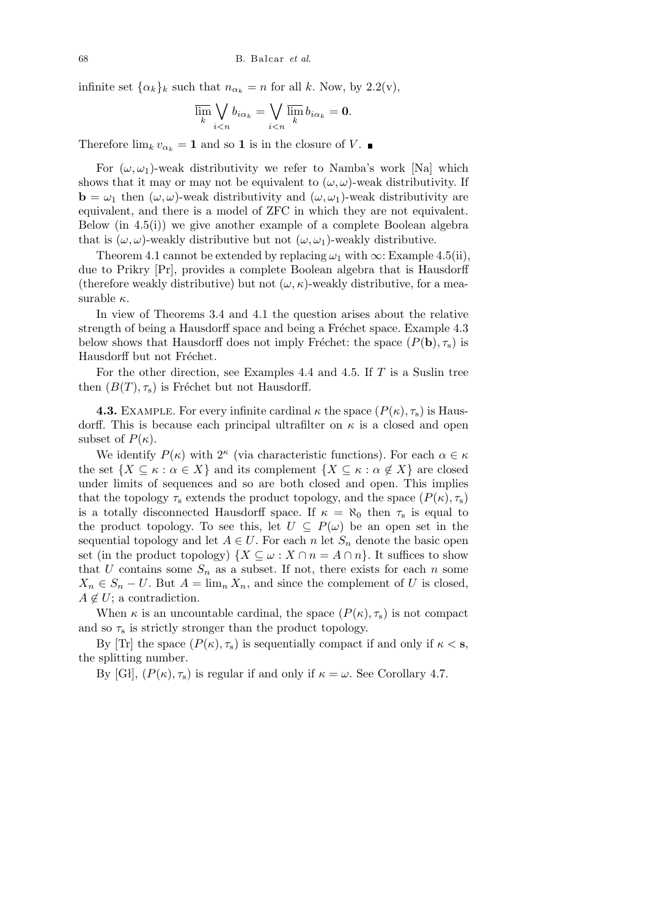infinite set $\{\alpha_k\}_k$ such that $n_{\alpha_k} = n$ for all $k$. Now, by 2.2(v),

$$\overline{\lim_k} \bigvee_{i<n} b_{i\alpha_k} = \bigvee_{i<n} \overline{\lim_k} \, b_{i\alpha_k} = \mathbf{0}.$$

Therefore $\lim_k v_{\alpha_k} = \mathbf{1}$ and so $\mathbf{1}$ is in the closure of $V$. ∎

For $(\omega, \omega_1)$-weak distributivity we refer to Namba's work [Na] which shows that it may or may not be equivalent to $(\omega, \omega)$-weak distributivity. If $\mathbf{b} = \omega_1$ then $(\omega, \omega)$-weak distributivity and $(\omega, \omega_1)$-weak distributivity are equivalent, and there is a model of ZFC in which they are not equivalent. Below (in 4.5(i)) we give another example of a complete Boolean algebra that is $(\omega, \omega)$-weakly distributive but not $(\omega, \omega_1)$-weakly distributive.

Theorem 4.1 cannot be extended by replacing $\omega_1$ with $\infty$: Example 4.5(ii), due to Prikry [Pr], provides a complete Boolean algebra that is Hausdorff (therefore weakly distributive) but not $(\omega, \kappa)$-weakly distributive, for a measurable $\kappa$.

In view of Theorems 3.4 and 4.1 the question arises about the relative strength of being a Hausdorff space and being a Fréchet space. Example 4.3 below shows that Hausdorff does not imply Fréchet: the space $(P(\mathbf{b}), \tau_s)$ is Hausdorff but not Fréchet.

For the other direction, see Examples 4.4 and 4.5. If $T$ is a Suslin tree then $(B(T), \tau_s)$ is Fréchet but not Hausdorff.

**4.3.** Example. For every infinite cardinal $\kappa$ the space $(P(\kappa), \tau_s)$ is Hausdorff. This is because each principal ultrafilter on $\kappa$ is a closed and open subset of $P(\kappa)$.

We identify $P(\kappa)$ with $2^\kappa$ (via characteristic functions). For each $\alpha \in \kappa$ the set $\{X \subseteq \kappa : \alpha \in X\}$ and its complement $\{X \subseteq \kappa : \alpha \notin X\}$ are closed under limits of sequences and so are both closed and open. This implies that the topology $\tau_s$ extends the product topology, and the space $(P(\kappa), \tau_s)$ is a totally disconnected Hausdorff space. If $\kappa = \aleph_0$ then $\tau_s$ is equal to the product topology. To see this, let $U \subseteq P(\omega)$ be an open set in the sequential topology and let $A \in U$. For each $n$ let $S_n$ denote the basic open set (in the product topology) $\{X \subseteq \omega : X \cap n = A \cap n\}$. It suffices to show that $U$ contains some $S_n$ as a subset. If not, there exists for each $n$ some $X_n \in S_n - U$. But $A = \lim_n X_n$, and since the complement of $U$ is closed, $A \notin U$; a contradiction.

When $\kappa$ is an uncountable cardinal, the space $(P(\kappa), \tau_s)$ is not compact and so $\tau_s$ is strictly stronger than the product topology.

By [Tr] the space $(P(\kappa), \tau_s)$ is sequentially compact if and only if $\kappa < \mathbf{s}$, the splitting number.

By [Gł], $(P(\kappa), \tau_s)$ is regular if and only if $\kappa = \omega$. See Corollary 4.7.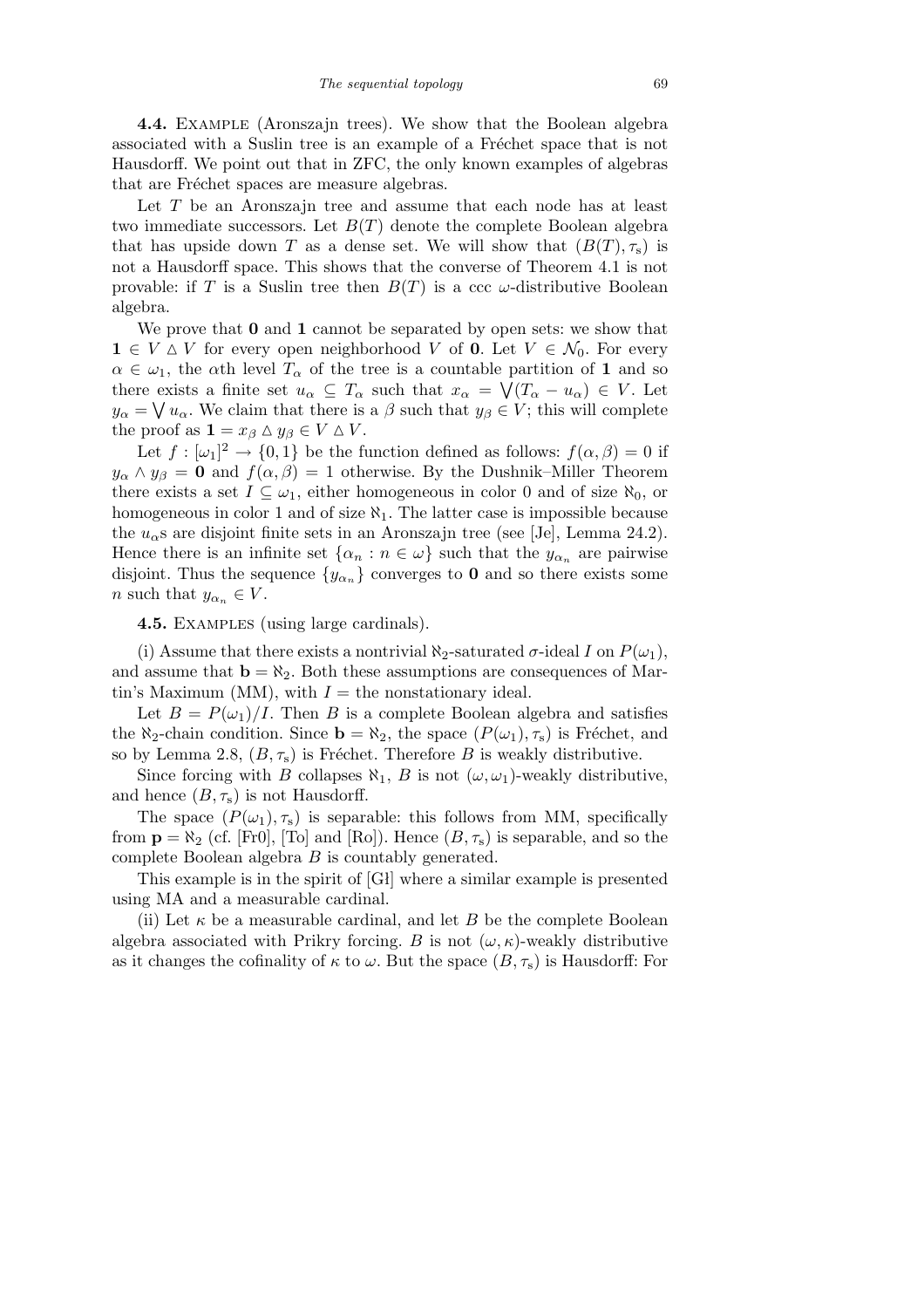**4.4.** Example (Aronszajn trees). We show that the Boolean algebra associated with a Suslin tree is an example of a Fréchet space that is not Hausdorff. We point out that in ZFC, the only known examples of algebras that are Fréchet spaces are measure algebras.

Let $T$ be an Aronszajn tree and assume that each node has at least two immediate successors. Let $B(T)$ denote the complete Boolean algebra that has upside down $T$ as a dense set. We will show that $(B(T), \tau_s)$ is not a Hausdorff space. This shows that the converse of Theorem 4.1 is not provable: if $T$ is a Suslin tree then $B(T)$ is a ccc $\omega$-distributive Boolean algebra.

We prove that $\mathbf{0}$ and $\mathbf{1}$ cannot be separated by open sets: we show that $\mathbf{1} \in V \vartriangle V$ for every open neighborhood $V$ of $\mathbf{0}$. Let $V \in \mathcal{N}_0$. For every $\alpha \in \omega_1$, the $\alpha$th level $T_\alpha$ of the tree is a countable partition of $\mathbf{1}$ and so there exists a finite set $u_\alpha \subseteq T_\alpha$ such that $x_\alpha = \bigvee(T_\alpha - u_\alpha) \in V$. Let $y_\alpha = \bigvee u_\alpha$. We claim that there is a $\beta$ such that $y_\beta \in V$; this will complete the proof as $\mathbf{1} = x_\beta \vartriangle y_\beta \in V \vartriangle V$.

Let $f : [\omega_1]^2 \to \{0,1\}$ be the function defined as follows: $f(\alpha,\beta) = 0$ if $y_\alpha \wedge y_\beta = \mathbf{0}$ and $f(\alpha,\beta) = 1$ otherwise. By the Dushnik–Miller Theorem there exists a set $I \subseteq \omega_1$, either homogeneous in color 0 and of size $\aleph_0$, or homogeneous in color 1 and of size $\aleph_1$. The latter case is impossible because the $u_\alpha$s are disjoint finite sets in an Aronszajn tree (see [Je], Lemma 24.2). Hence there is an infinite set $\{\alpha_n : n \in \omega\}$ such that the $y_{\alpha_n}$ are pairwise disjoint. Thus the sequence $\{y_{\alpha_n}\}$ converges to $\mathbf{0}$ and so there exists some $n$ such that $y_{\alpha_n} \in V$.

**4.5.** Examples (using large cardinals).

(i) Assume that there exists a nontrivial $\aleph_2$-saturated $\sigma$-ideal $I$ on $P(\omega_1)$, and assume that $\mathbf{b} = \aleph_2$. Both these assumptions are consequences of Martin's Maximum (MM), with $I =$ the nonstationary ideal.

Let $B = P(\omega_1)/I$. Then $B$ is a complete Boolean algebra and satisfies the $\aleph_2$-chain condition. Since $\mathbf{b} = \aleph_2$, the space $(P(\omega_1), \tau_s)$ is Fréchet, and so by Lemma 2.8, $(B, \tau_s)$ is Fréchet. Therefore $B$ is weakly distributive.

Since forcing with $B$ collapses $\aleph_1$, $B$ is not $(\omega,\omega_1)$-weakly distributive, and hence $(B, \tau_s)$ is not Hausdorff.

The space $(P(\omega_1), \tau_s)$ is separable: this follows from MM, specifically from $\mathbf{p} = \aleph_2$ (cf. [Fr0], [To] and [Ro]). Hence $(B, \tau_s)$ is separable, and so the complete Boolean algebra $B$ is countably generated.

This example is in the spirit of [Gł] where a similar example is presented using MA and a measurable cardinal.

(ii) Let $\kappa$ be a measurable cardinal, and let $B$ be the complete Boolean algebra associated with Prikry forcing. $B$ is not $(\omega,\kappa)$-weakly distributive as it changes the cofinality of $\kappa$ to $\omega$. But the space $(B, \tau_s)$ is Hausdorff: For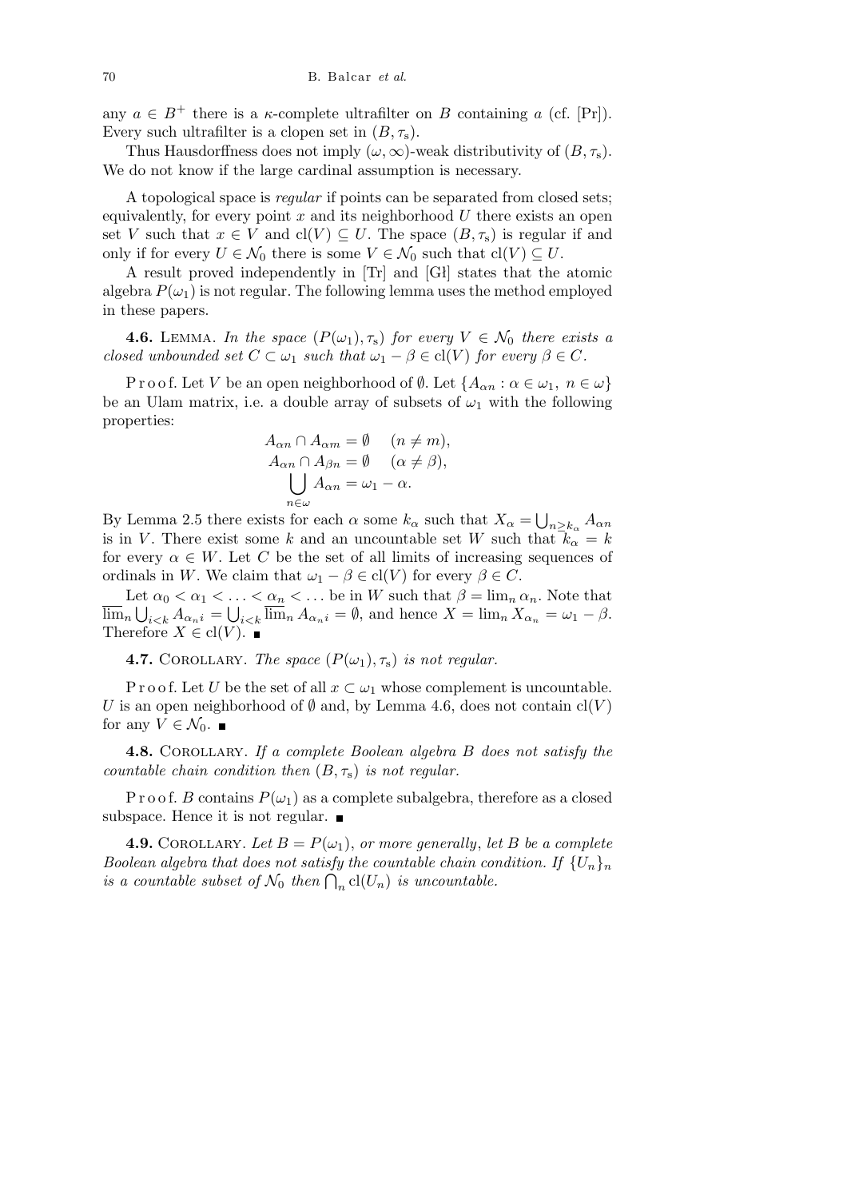any $a \in B^+$ there is a $\kappa$-complete ultrafilter on $B$ containing $a$ (cf. [Pr]). Every such ultrafilter is a clopen set in $(B, \tau_s)$.

Thus Hausdorffness does not imply $(\omega, \infty)$-weak distributivity of $(B, \tau_s)$. We do not know if the large cardinal assumption is necessary.

A topological space is *regular* if points can be separated from closed sets; equivalently, for every point $x$ and its neighborhood $U$ there exists an open set $V$ such that $x \in V$ and $\mathrm{cl}(V) \subseteq U$. The space $(B, \tau_s)$ is regular if and only if for every $U \in \mathcal{N}_0$ there is some $V \in \mathcal{N}_0$ such that $\mathrm{cl}(V) \subseteq U$.

A result proved independently in [Tr] and [Gł] states that the atomic algebra $P(\omega_1)$ is not regular. The following lemma uses the method employed in these papers.

**4.6.** Lemma. *In the space $(P(\omega_1), \tau_s)$ for every $V \in \mathcal{N}_0$ there exists a closed unbounded set $C \subset \omega_1$ such that $\omega_1 - \beta \in \mathrm{cl}(V)$ for every $\beta \in C$.*

Proof. Let $V$ be an open neighborhood of $\emptyset$. Let $\{A_{\alpha n} : \alpha \in \omega_1,\ n \in \omega\}$ be an Ulam matrix, i.e. a double array of subsets of $\omega_1$ with the following properties:

$$
\begin{aligned}
A_{\alpha n} \cap A_{\alpha m} &= \emptyset \quad (n \neq m),\\
A_{\alpha n} \cap A_{\beta n} &= \emptyset \quad (\alpha \neq \beta),\\
\bigcup_{n \in \omega} A_{\alpha n} &= \omega_1 - \alpha.
\end{aligned}
$$

By Lemma 2.5 there exists for each $\alpha$ some $k_\alpha$ such that $X_\alpha = \bigcup_{n \geq k_\alpha} A_{\alpha n}$ is in $V$. There exist some $k$ and an uncountable set $W$ such that $k_\alpha = k$ for every $\alpha \in W$. Let $C$ be the set of all limits of increasing sequences of ordinals in $W$. We claim that $\omega_1 - \beta \in \mathrm{cl}(V)$ for every $\beta \in C$.

Let $\alpha_0 < \alpha_1 < \ldots < \alpha_n < \ldots$ be in $W$ such that $\beta = \lim_n \alpha_n$. Note that $\overline{\lim}_n \bigcup_{i<k} A_{\alpha_n i} = \bigcup_{i<k} \overline{\lim}_n A_{\alpha_n i} = \emptyset$, and hence $X = \lim_n X_{\alpha_n} = \omega_1 - \beta$. Therefore $X \in \mathrm{cl}(V)$. ∎

**4.7.** Corollary. *The space $(P(\omega_1), \tau_s)$ is not regular.*

Proof. Let $U$ be the set of all $x \subset \omega_1$ whose complement is uncountable. $U$ is an open neighborhood of $\emptyset$ and, by Lemma 4.6, does not contain $\mathrm{cl}(V)$ for any $V \in \mathcal{N}_0$. ∎

**4.8.** Corollary. *If a complete Boolean algebra $B$ does not satisfy the countable chain condition then $(B, \tau_s)$ is not regular.*

Proof. $B$ contains $P(\omega_1)$ as a complete subalgebra, therefore as a closed subspace. Hence it is not regular. ∎

**4.9.** Corollary. *Let $B = P(\omega_1)$, or more generally, let $B$ be a complete Boolean algebra that does not satisfy the countable chain condition. If $\{U_n\}_n$ is a countable subset of $\mathcal{N}_0$ then $\bigcap_n \mathrm{cl}(U_n)$ is uncountable.*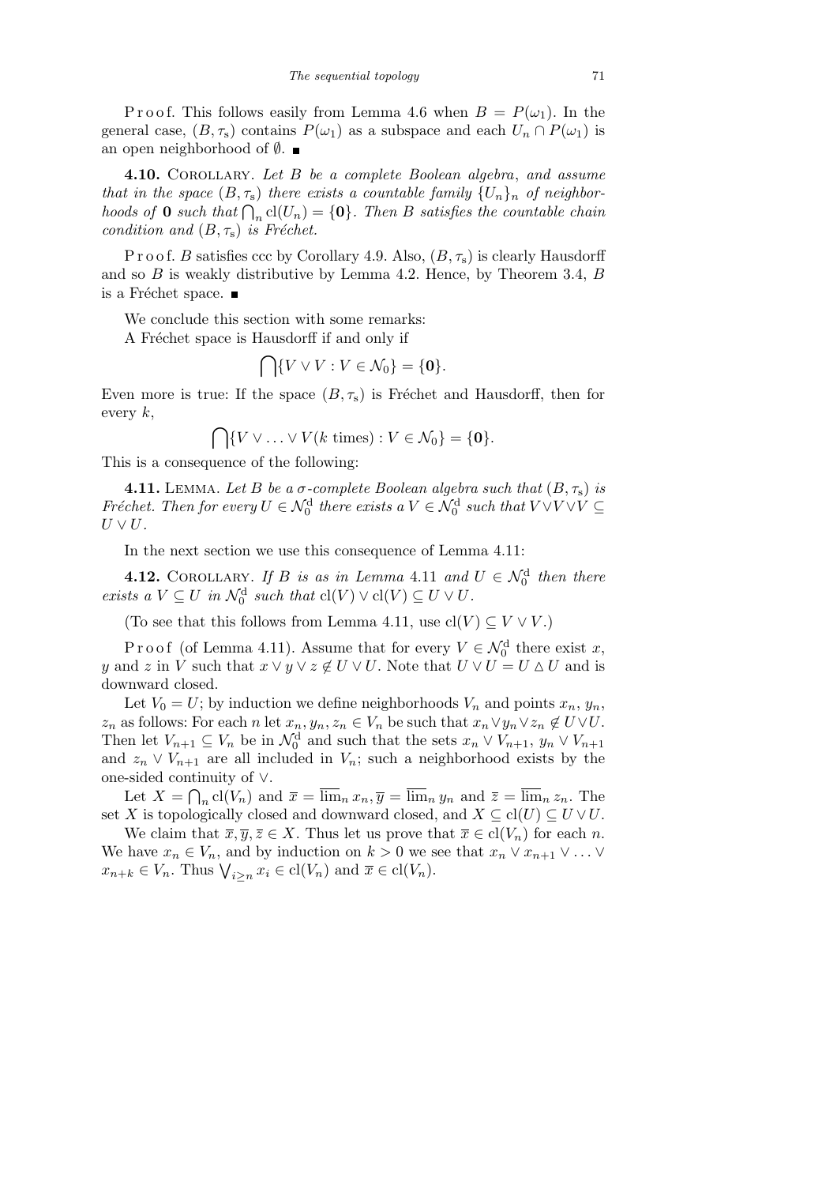Proof. This follows easily from Lemma 4.6 when $B = P(\omega_1)$. In the general case, $(B, \tau_s)$ contains $P(\omega_1)$ as a subspace and each $U_n \cap P(\omega_1)$ is an open neighborhood of $\emptyset$. ■

**4.10.** Corollary. *Let $B$ be a complete Boolean algebra, and assume that in the space $(B, \tau_s)$ there exists a countable family $\{U_n\}_n$ of neighborhoods of $\mathbf{0}$ such that $\bigcap_n \mathrm{cl}(U_n) = \{\mathbf{0}\}$. Then $B$ satisfies the countable chain condition and $(B, \tau_s)$ is Fréchet.*

Proof. $B$ satisfies ccc by Corollary 4.9. Also, $(B, \tau_s)$ is clearly Hausdorff and so $B$ is weakly distributive by Lemma 4.2. Hence, by Theorem 3.4, $B$ is a Fréchet space. ■

We conclude this section with some remarks:

A Fréchet space is Hausdorff if and only if

$$\bigcap \{V \vee V : V \in \mathcal{N}_0\} = \{\mathbf{0}\}.$$

Even more is true: If the space $(B, \tau_s)$ is Fréchet and Hausdorff, then for every $k$,

$$\bigcap \{V \vee \ldots \vee V (k \text{ times}) : V \in \mathcal{N}_0\} = \{\mathbf{0}\}.$$

This is a consequence of the following:

**4.11.** Lemma. *Let $B$ be a $\sigma$-complete Boolean algebra such that $(B, \tau_s)$ is Fréchet. Then for every $U \in \mathcal{N}_0^{\mathrm{d}}$ there exists a $V \in \mathcal{N}_0^{\mathrm{d}}$ such that $V \vee V \vee V \subseteq U \vee U$.*

In the next section we use this consequence of Lemma 4.11:

**4.12.** Corollary. *If $B$ is as in Lemma 4.11 and $U \in \mathcal{N}_0^{\mathrm{d}}$ then there exists a $V \subseteq U$ in $\mathcal{N}_0^{\mathrm{d}}$ such that $\mathrm{cl}(V) \vee \mathrm{cl}(V) \subseteq U \vee U$.*

(To see that this follows from Lemma 4.11, use $\mathrm{cl}(V) \subseteq V \vee V$.)

Proof (of Lemma 4.11). Assume that for every $V \in \mathcal{N}_0^{\mathrm{d}}$ there exist $x$, $y$ and $z$ in $V$ such that $x \vee y \vee z \notin U \vee U$. Note that $U \vee U = U \vartriangle U$ and is downward closed.

Let $V_0 = U$; by induction we define neighborhoods $V_n$ and points $x_n$, $y_n$, $z_n$ as follows: For each $n$ let $x_n, y_n, z_n \in V_n$ be such that $x_n \vee y_n \vee z_n \notin U \vee U$. Then let $V_{n+1} \subseteq V_n$ be in $\mathcal{N}_0^{\mathrm{d}}$ and such that the sets $x_n \vee V_{n+1}$, $y_n \vee V_{n+1}$ and $z_n \vee V_{n+1}$ are all included in $V_n$; such a neighborhood exists by the one-sided continuity of $\vee$.

Let $X = \bigcap_n \mathrm{cl}(V_n)$ and $\overline{x} = \overline{\lim}_n x_n, \overline{y} = \overline{\lim}_n y_n$ and $\overline{z} = \overline{\lim}_n z_n$. The set $X$ is topologically closed and downward closed, and $X \subseteq \mathrm{cl}(U) \subseteq U \vee U$.

We claim that $\overline{x}, \overline{y}, \overline{z} \in X$. Thus let us prove that $\overline{x} \in \mathrm{cl}(V_n)$ for each $n$. We have $x_n \in V_n$, and by induction on $k > 0$ we see that $x_n \vee x_{n+1} \vee \ldots \vee x_{n+k} \in V_n$. Thus $\bigvee_{i \geq n} x_i \in \mathrm{cl}(V_n)$ and $\overline{x} \in \mathrm{cl}(V_n)$.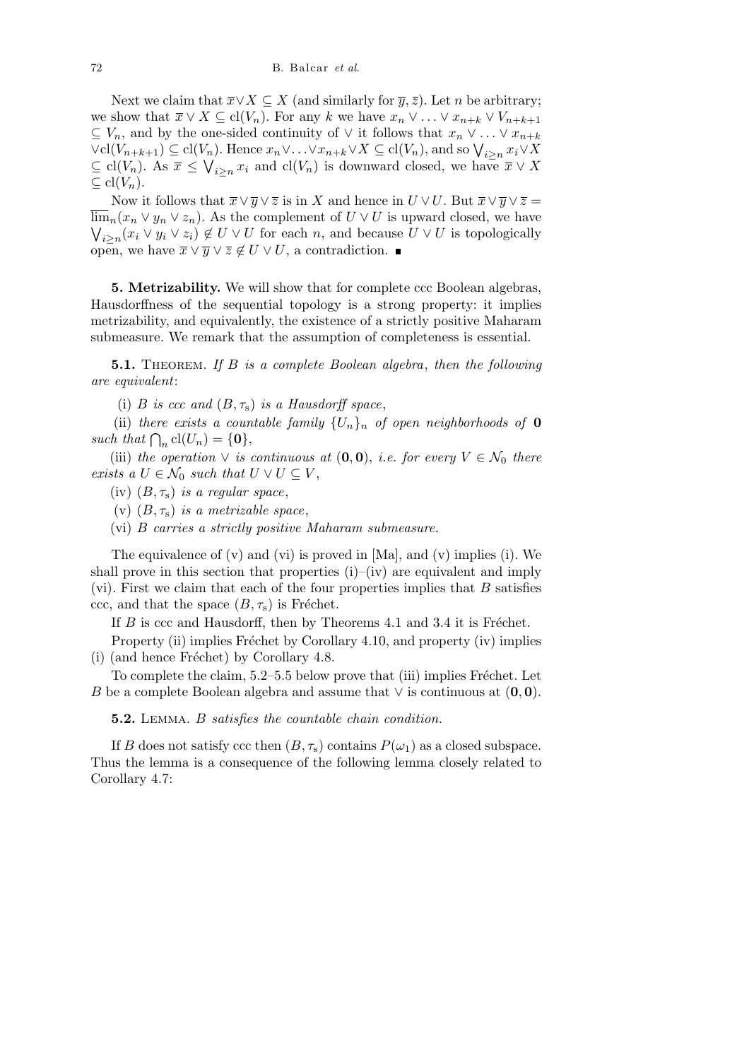Next we claim that $\overline{x} \vee X \subseteq X$ (and similarly for $\overline{y}, \overline{z}$). Let $n$ be arbitrary; we show that $\overline{x} \vee X \subseteq \mathrm{cl}(V_n)$. For any $k$ we have $x_n \vee \ldots \vee x_{n+k} \vee V_{n+k+1} \subseteq V_n$, and by the one-sided continuity of $\vee$ it follows that $x_n \vee \ldots \vee x_{n+k} \vee \mathrm{cl}(V_{n+k+1}) \subseteq \mathrm{cl}(V_n)$. Hence $x_n \vee \ldots \vee x_{n+k} \vee X \subseteq \mathrm{cl}(V_n)$, and so $\bigvee_{i \geq n} x_i \vee X \subseteq \mathrm{cl}(V_n)$. As $\overline{x} \leq \bigvee_{i \geq n} x_i$ and $\mathrm{cl}(V_n)$ is downward closed, we have $\overline{x} \vee X \subseteq \mathrm{cl}(V_n)$.

Now it follows that $\overline{x} \vee \overline{y} \vee \overline{z}$ is in $X$ and hence in $U \vee U$. But $\overline{x} \vee \overline{y} \vee \overline{z} = \overline{\lim}_n (x_n \vee y_n \vee z_n)$. As the complement of $U \vee U$ is upward closed, we have $\bigvee_{i \geq n} (x_i \vee y_i \vee z_i) \notin U \vee U$ for each $n$, and because $U \vee U$ is topologically open, we have $\overline{x} \vee \overline{y} \vee \overline{z} \notin U \vee U$, a contradiction. ∎

**5. Metrizability.** We will show that for complete ccc Boolean algebras, Hausdorffness of the sequential topology is a strong property: it implies metrizability, and equivalently, the existence of a strictly positive Maharam submeasure. We remark that the assumption of completeness is essential.

**5.1.** Theorem. *If $B$ is a complete Boolean algebra, then the following are equivalent*:

(i) *$B$ is ccc and $(B, \tau_s)$ is a Hausdorff space*,

(ii) *there exists a countable family $\{U_n\}_n$ of open neighborhoods of $\mathbf{0}$ such that $\bigcap_n \mathrm{cl}(U_n) = \{\mathbf{0}\}$*,

(iii) *the operation $\vee$ is continuous at $(\mathbf{0}, \mathbf{0})$, i.e. for every $V \in \mathcal{N}_0$ there exists a $U \in \mathcal{N}_0$ such that $U \vee U \subseteq V$*,

(iv) *$(B, \tau_s)$ is a regular space*,

(v) *$(B, \tau_s)$ is a metrizable space*,

(vi) *$B$ carries a strictly positive Maharam submeasure.*

The equivalence of (v) and (vi) is proved in [Ma], and (v) implies (i). We shall prove in this section that properties (i)–(iv) are equivalent and imply (vi). First we claim that each of the four properties implies that $B$ satisfies ccc, and that the space $(B, \tau_s)$ is Fréchet.

If $B$ is ccc and Hausdorff, then by Theorems 4.1 and 3.4 it is Fréchet.

Property (ii) implies Fréchet by Corollary 4.10, and property (iv) implies (i) (and hence Fréchet) by Corollary 4.8.

To complete the claim, 5.2–5.5 below prove that (iii) implies Fréchet. Let $B$ be a complete Boolean algebra and assume that $\vee$ is continuous at $(\mathbf{0}, \mathbf{0})$.

**5.2.** Lemma. *$B$ satisfies the countable chain condition.*

If $B$ does not satisfy ccc then $(B, \tau_s)$ contains $P(\omega_1)$ as a closed subspace. Thus the lemma is a consequence of the following lemma closely related to Corollary 4.7: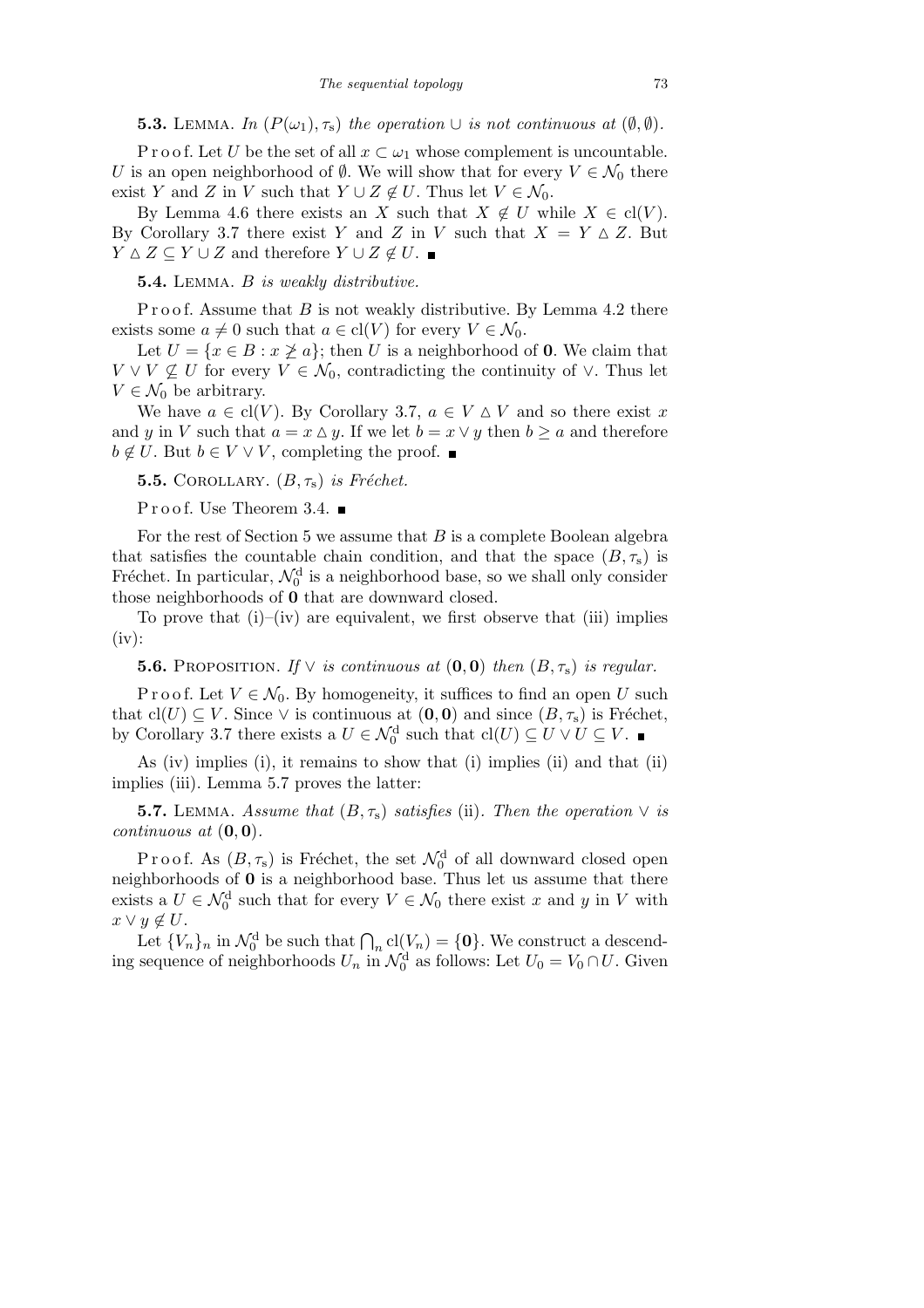**5.3.** Lemma. *In $(P(\omega_1), \tau_s)$ the operation $\cup$ is not continuous at $(\emptyset, \emptyset)$.*

Proof. Let $U$ be the set of all $x \subset \omega_1$ whose complement is uncountable. $U$ is an open neighborhood of $\emptyset$. We will show that for every $V \in \mathcal{N}_0$ there exist $Y$ and $Z$ in $V$ such that $Y \cup Z \notin U$. Thus let $V \in \mathcal{N}_0$.

By Lemma 4.6 there exists an $X$ such that $X \notin U$ while $X \in \mathrm{cl}(V)$. By Corollary 3.7 there exist $Y$ and $Z$ in $V$ such that $X = Y \triangle Z$. But $Y \triangle Z \subseteq Y \cup Z$ and therefore $Y \cup Z \notin U$. ■

**5.4.** Lemma. *$B$ is weakly distributive.*

Proof. Assume that $B$ is not weakly distributive. By Lemma 4.2 there exists some $a \neq 0$ such that $a \in \mathrm{cl}(V)$ for every $V \in \mathcal{N}_0$.

Let $U = \{x \in B : x \not\geq a\}$; then $U$ is a neighborhood of $\mathbf{0}$. We claim that $V \vee V \not\subseteq U$ for every $V \in \mathcal{N}_0$, contradicting the continuity of $\vee$. Thus let $V \in \mathcal{N}_0$ be arbitrary.

We have $a \in \mathrm{cl}(V)$. By Corollary 3.7, $a \in V \triangle V$ and so there exist $x$ and $y$ in $V$ such that $a = x \triangle y$. If we let $b = x \vee y$ then $b \geq a$ and therefore $b \notin U$. But $b \in V \vee V$, completing the proof. ■

**5.5.** Corollary. *$(B, \tau_s)$ is Fréchet.*

Proof. Use Theorem 3.4. ■

For the rest of Section 5 we assume that $B$ is a complete Boolean algebra that satisfies the countable chain condition, and that the space $(B, \tau_s)$ is Fréchet. In particular, $\mathcal{N}_0^{\mathrm{d}}$ is a neighborhood base, so we shall only consider those neighborhoods of $\mathbf{0}$ that are downward closed.

To prove that (i)–(iv) are equivalent, we first observe that (iii) implies (iv):

**5.6.** Proposition. *If $\vee$ is continuous at $(\mathbf{0}, \mathbf{0})$ then $(B, \tau_s)$ is regular.*

Proof. Let $V \in \mathcal{N}_0$. By homogeneity, it suffices to find an open $U$ such that $\mathrm{cl}(U) \subseteq V$. Since $\vee$ is continuous at $(\mathbf{0}, \mathbf{0})$ and since $(B, \tau_s)$ is Fréchet, by Corollary 3.7 there exists a $U \in \mathcal{N}_0^{\mathrm{d}}$ such that $\mathrm{cl}(U) \subseteq U \vee U \subseteq V$. ■

As (iv) implies (i), it remains to show that (i) implies (ii) and that (ii) implies (iii). Lemma 5.7 proves the latter:

**5.7.** Lemma. *Assume that $(B, \tau_s)$ satisfies* (ii). *Then the operation $\vee$ is continuous at $(\mathbf{0}, \mathbf{0})$.*

Proof. As $(B, \tau_s)$ is Fréchet, the set $\mathcal{N}_0^{\mathrm{d}}$ of all downward closed open neighborhoods of $\mathbf{0}$ is a neighborhood base. Thus let us assume that there exists a $U \in \mathcal{N}_0^{\mathrm{d}}$ such that for every $V \in \mathcal{N}_0$ there exist $x$ and $y$ in $V$ with $x \vee y \notin U$.

Let $\{V_n\}_n$ in $\mathcal{N}_0^{\mathrm{d}}$ be such that $\bigcap_n \mathrm{cl}(V_n) = \{\mathbf{0}\}$. We construct a descending sequence of neighborhoods $U_n$ in $\mathcal{N}_0^{\mathrm{d}}$ as follows: Let $U_0 = V_0 \cap U$. Given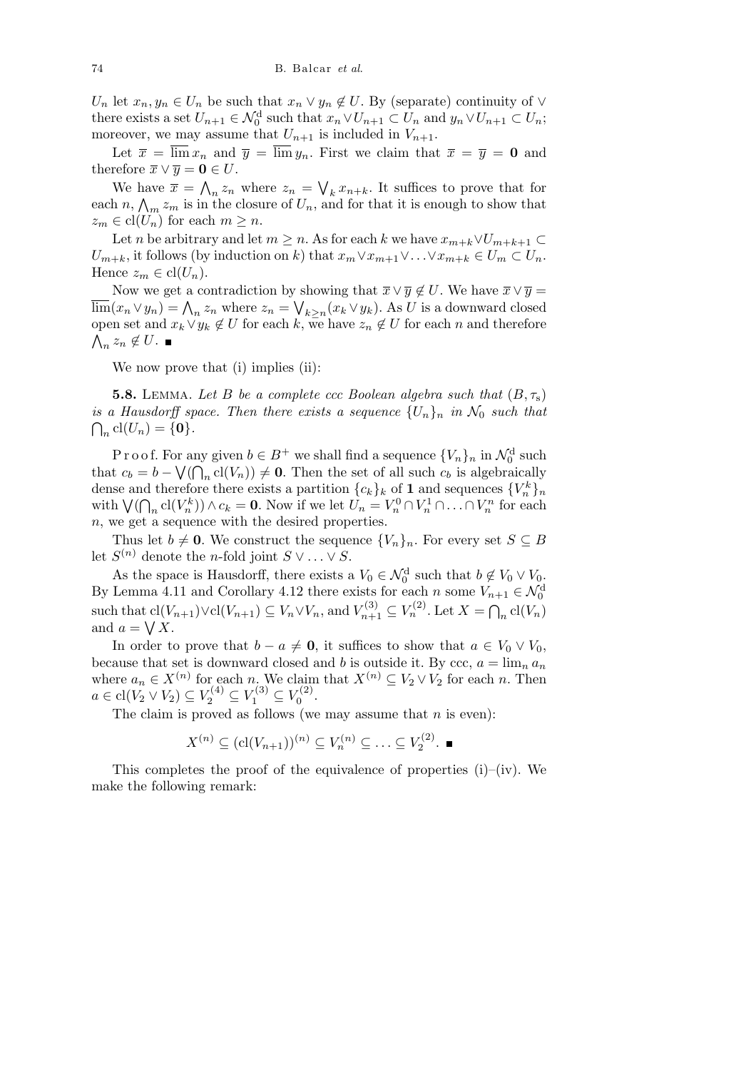$U_n$ let $x_n, y_n \in U_n$ be such that $x_n \vee y_n \notin U$. By (separate) continuity of $\vee$ there exists a set $U_{n+1} \in \mathcal{N}_0^{\rm d}$ such that $x_n \vee U_{n+1} \subset U_n$ and $y_n \vee U_{n+1} \subset U_n$; moreover, we may assume that $U_{n+1}$ is included in $V_{n+1}$.

Let $\overline{x} = \overline{\lim}\, x_n$ and $\overline{y} = \overline{\lim}\, y_n$. First we claim that $\overline{x} = \overline{y} = \mathbf{0}$ and therefore $\overline{x} \vee \overline{y} = \mathbf{0} \in U$.

We have $\overline{x} = \bigwedge_n z_n$ where $z_n = \bigvee_k x_{n+k}$. It suffices to prove that for each $n$, $\bigwedge_m z_m$ is in the closure of $U_n$, and for that it is enough to show that $z_m \in \mathrm{cl}(U_n)$ for each $m \geq n$.

Let $n$ be arbitrary and let $m \geq n$. As for each $k$ we have $x_{m+k} \vee U_{m+k+1} \subset U_{m+k}$, it follows (by induction on $k$) that $x_m \vee x_{m+1} \vee \ldots \vee x_{m+k} \in U_m \subset U_n$. Hence $z_m \in \mathrm{cl}(U_n)$.

Now we get a contradiction by showing that $\overline{x} \vee \overline{y} \notin U$. We have $\overline{x} \vee \overline{y} = \overline{\lim}(x_n \vee y_n) = \bigwedge_n z_n$ where $z_n = \bigvee_{k \geq n}(x_k \vee y_k)$. As $U$ is a downward closed open set and $x_k \vee y_k \notin U$ for each $k$, we have $z_n \notin U$ for each $n$ and therefore $\bigwedge_n z_n \notin U$. ∎

We now prove that (i) implies (ii):

**5.8.** Lemma. *Let $B$ be a complete ccc Boolean algebra such that $(B, \tau_{\rm s})$ is a Hausdorff space. Then there exists a sequence $\{U_n\}_n$ in $\mathcal{N}_0$ such that $\bigcap_n \mathrm{cl}(U_n) = \{\mathbf{0}\}$.*

Proof. For any given $b \in B^+$ we shall find a sequence $\{V_n\}_n$ in $\mathcal{N}_0^{\rm d}$ such that $c_b = b - \bigvee(\bigcap_n \mathrm{cl}(V_n)) \neq \mathbf{0}$. Then the set of all such $c_b$ is algebraically dense and therefore there exists a partition $\{c_k\}_k$ of $\mathbf{1}$ and sequences $\{V_n^k\}_n$ with $\bigvee(\bigcap_n \mathrm{cl}(V_n^k)) \wedge c_k = \mathbf{0}$. Now if we let $U_n = V_n^0 \cap V_n^1 \cap \ldots \cap V_n^n$ for each $n$, we get a sequence with the desired properties.

Thus let $b \neq \mathbf{0}$. We construct the sequence $\{V_n\}_n$. For every set $S \subseteq B$ let $S^{(n)}$ denote the $n$-fold joint $S \vee \ldots \vee S$.

As the space is Hausdorff, there exists a $V_0 \in \mathcal{N}_0^{\rm d}$ such that $b \notin V_0 \vee V_0$. By Lemma 4.11 and Corollary 4.12 there exists for each $n$ some $V_{n+1} \in \mathcal{N}_0^{\rm d}$ such that $\mathrm{cl}(V_{n+1}) \vee \mathrm{cl}(V_{n+1}) \subseteq V_n \vee V_n$, and $V_{n+1}^{(3)} \subseteq V_n^{(2)}$. Let $X = \bigcap_n \mathrm{cl}(V_n)$ and $a = \bigvee X$.

In order to prove that $b - a \neq \mathbf{0}$, it suffices to show that $a \in V_0 \vee V_0$, because that set is downward closed and $b$ is outside it. By ccc, $a = \lim_n a_n$ where $a_n \in X^{(n)}$ for each $n$. We claim that $X^{(n)} \subseteq V_2 \vee V_2$ for each $n$. Then $a \in \mathrm{cl}(V_2 \vee V_2) \subseteq V_2^{(4)} \subseteq V_1^{(3)} \subseteq V_0^{(2)}$.

The claim is proved as follows (we may assume that $n$ is even):

$$X^{(n)} \subseteq (\mathrm{cl}(V_{n+1}))^{(n)} \subseteq V_n^{(n)} \subseteq \ldots \subseteq V_2^{(2)}. \ ∎$$

This completes the proof of the equivalence of properties (i)–(iv). We make the following remark: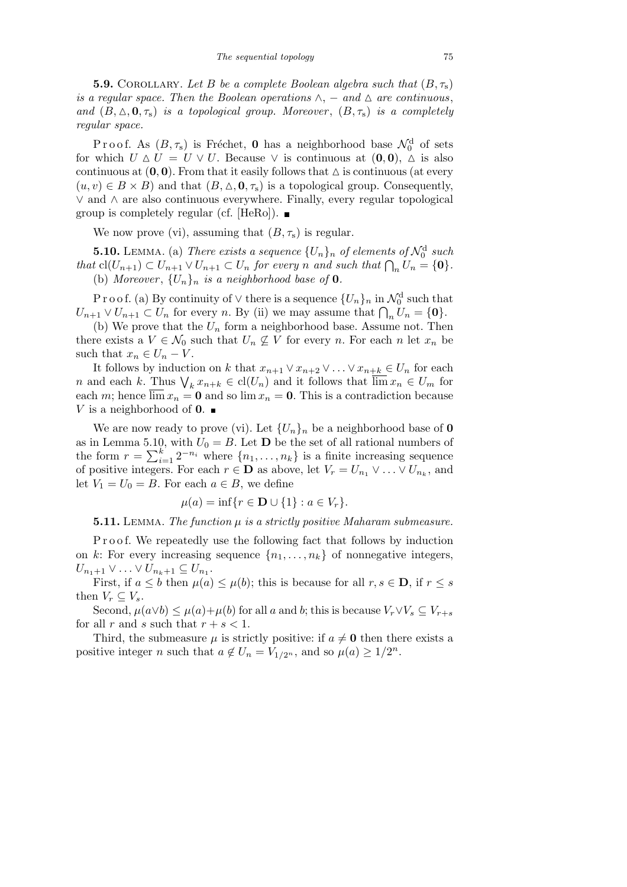**5.9.** Corollary. *Let $B$ be a complete Boolean algebra such that $(B, \tau_s)$ is a regular space. Then the Boolean operations $\wedge$, $-$ and $\triangle$ are continuous, and $(B, \triangle, \mathbf{0}, \tau_s)$ is a topological group. Moreover, $(B, \tau_s)$ is a completely regular space.*

Proof. As $(B, \tau_s)$ is Fréchet, $\mathbf{0}$ has a neighborhood base $\mathcal{N}_0^{\mathrm{d}}$ of sets for which $U \triangle U = U \vee U$. Because $\vee$ is continuous at $(\mathbf{0}, \mathbf{0})$, $\triangle$ is also continuous at $(\mathbf{0}, \mathbf{0})$. From that it easily follows that $\triangle$ is continuous (at every $(u, v) \in B \times B$) and that $(B, \triangle, \mathbf{0}, \tau_s)$ is a topological group. Consequently, $\vee$ and $\wedge$ are also continuous everywhere. Finally, every regular topological group is completely regular (cf. [HeRo]). ∎

We now prove (vi), assuming that $(B, \tau_s)$ is regular.

**5.10.** Lemma. (a) *There exists a sequence $\{U_n\}_n$ of elements of $\mathcal{N}_0^{\mathrm{d}}$ such that $\mathrm{cl}(U_{n+1}) \subset U_{n+1} \vee U_{n+1} \subset U_n$ for every $n$ and such that $\bigcap_n U_n = \{\mathbf{0}\}$.*

(b) *Moreover, $\{U_n\}_n$ is a neighborhood base of $\mathbf{0}$.*

Proof. (a) By continuity of $\vee$ there is a sequence $\{U_n\}_n$ in $\mathcal{N}_0^{\mathrm{d}}$ such that $U_{n+1} \vee U_{n+1} \subset U_n$ for every $n$. By (ii) we may assume that $\bigcap_n U_n = \{\mathbf{0}\}$.

(b) We prove that the $U_n$ form a neighborhood base. Assume not. Then there exists a $V \in \mathcal{N}_0$ such that $U_n \not\subseteq V$ for every $n$. For each $n$ let $x_n$ be such that $x_n \in U_n - V$.

It follows by induction on $k$ that $x_{n+1} \vee x_{n+2} \vee \ldots \vee x_{n+k} \in U_n$ for each $n$ and each $k$. Thus $\bigvee_k x_{n+k} \in \mathrm{cl}(U_n)$ and it follows that $\overline{\lim}\, x_n \in U_m$ for each $m$; hence $\overline{\lim}\, x_n = \mathbf{0}$ and so $\lim x_n = \mathbf{0}$. This is a contradiction because $V$ is a neighborhood of $\mathbf{0}$. ∎

We are now ready to prove (vi). Let $\{U_n\}_n$ be a neighborhood base of $\mathbf{0}$ as in Lemma 5.10, with $U_0 = B$. Let $\mathbf{D}$ be the set of all rational numbers of the form $r = \sum_{i=1}^{k} 2^{-n_i}$ where $\{n_1, \ldots, n_k\}$ is a finite increasing sequence of positive integers. For each $r \in \mathbf{D}$ as above, let $V_r = U_{n_1} \vee \ldots \vee U_{n_k}$, and let $V_1 = U_0 = B$. For each $a \in B$, we define

$$\mu(a) = \inf\{r \in \mathbf{D} \cup \{1\} : a \in V_r\}.$$

**5.11.** Lemma. *The function $\mu$ is a strictly positive Maharam submeasure.*

Proof. We repeatedly use the following fact that follows by induction on $k$: For every increasing sequence $\{n_1, \ldots, n_k\}$ of nonnegative integers, $U_{n_1+1} \vee \ldots \vee U_{n_k+1} \subseteq U_{n_1}$.

First, if $a \le b$ then $\mu(a) \le \mu(b)$; this is because for all $r, s \in \mathbf{D}$, if $r \le s$ then $V_r \subseteq V_s$.

Second, $\mu(a \vee b) \le \mu(a) + \mu(b)$ for all $a$ and $b$; this is because $V_r \vee V_s \subseteq V_{r+s}$ for all $r$ and $s$ such that $r + s < 1$.

Third, the submeasure $\mu$ is strictly positive: if $a \ne \mathbf{0}$ then there exists a positive integer $n$ such that $a \notin U_n = V_{1/2^n}$, and so $\mu(a) \ge 1/2^n$.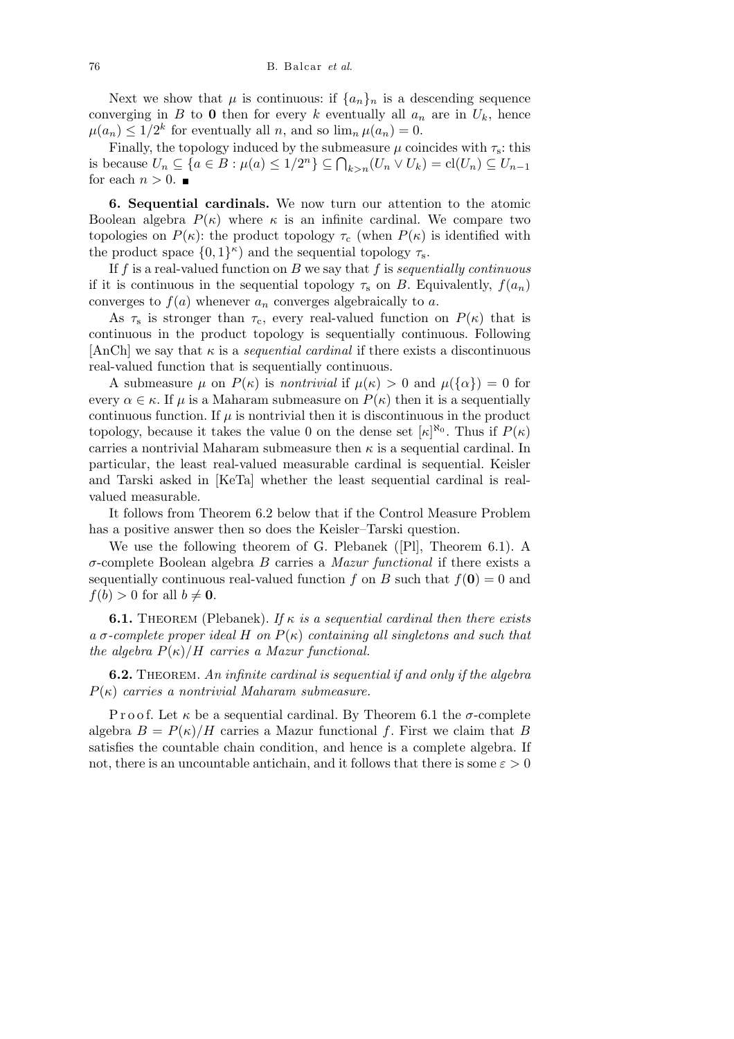Next we show that $\mu$ is continuous: if $\{a_n\}_n$ is a descending sequence converging in $B$ to $\mathbf{0}$ then for every $k$ eventually all $a_n$ are in $U_k$, hence $\mu(a_n) \le 1/2^k$ for eventually all $n$, and so $\lim_n \mu(a_n) = 0$.

Finally, the topology induced by the submeasure $\mu$ coincides with $\tau_s$: this is because $U_n \subseteq \{a \in B : \mu(a) \le 1/2^n\} \subseteq \bigcap_{k>n}(U_n \vee U_k) = \mathrm{cl}(U_n) \subseteq U_{n-1}$ for each $n > 0$. ∎

**6. Sequential cardinals.** We now turn our attention to the atomic Boolean algebra $P(\kappa)$ where $\kappa$ is an infinite cardinal. We compare two topologies on $P(\kappa)$: the product topology $\tau_c$ (when $P(\kappa)$ is identified with the product space $\{0,1\}^\kappa$) and the sequential topology $\tau_s$.

If $f$ is a real-valued function on $B$ we say that $f$ is *sequentially continuous* if it is continuous in the sequential topology $\tau_s$ on $B$. Equivalently, $f(a_n)$ converges to $f(a)$ whenever $a_n$ converges algebraically to $a$.

As $\tau_s$ is stronger than $\tau_c$, every real-valued function on $P(\kappa)$ that is continuous in the product topology is sequentially continuous. Following [AnCh] we say that $\kappa$ is a *sequential cardinal* if there exists a discontinuous real-valued function that is sequentially continuous.

A submeasure $\mu$ on $P(\kappa)$ is *nontrivial* if $\mu(\kappa) > 0$ and $\mu(\{\alpha\}) = 0$ for every $\alpha \in \kappa$. If $\mu$ is a Maharam submeasure on $P(\kappa)$ then it is a sequentially continuous function. If $\mu$ is nontrivial then it is discontinuous in the product topology, because it takes the value 0 on the dense set $[\kappa]^{\aleph_0}$. Thus if $P(\kappa)$ carries a nontrivial Maharam submeasure then $\kappa$ is a sequential cardinal. In particular, the least real-valued measurable cardinal is sequential. Keisler and Tarski asked in [KeTa] whether the least sequential cardinal is real-valued measurable.

It follows from Theorem 6.2 below that if the Control Measure Problem has a positive answer then so does the Keisler–Tarski question.

We use the following theorem of G. Plebanek ([Pl], Theorem 6.1). A $\sigma$-complete Boolean algebra $B$ carries a *Mazur functional* if there exists a sequentially continuous real-valued function $f$ on $B$ such that $f(\mathbf{0}) = 0$ and $f(b) > 0$ for all $b \ne \mathbf{0}$.

**6.1.** Theorem (Plebanek). *If $\kappa$ is a sequential cardinal then there exists a $\sigma$-complete proper ideal $H$ on $P(\kappa)$ containing all singletons and such that the algebra $P(\kappa)/H$ carries a Mazur functional.*

**6.2.** Theorem. *An infinite cardinal is sequential if and only if the algebra $P(\kappa)$ carries a nontrivial Maharam submeasure.*

Proof. Let $\kappa$ be a sequential cardinal. By Theorem 6.1 the $\sigma$-complete algebra $B = P(\kappa)/H$ carries a Mazur functional $f$. First we claim that $B$ satisfies the countable chain condition, and hence is a complete algebra. If not, there is an uncountable antichain, and it follows that there is some $\varepsilon > 0$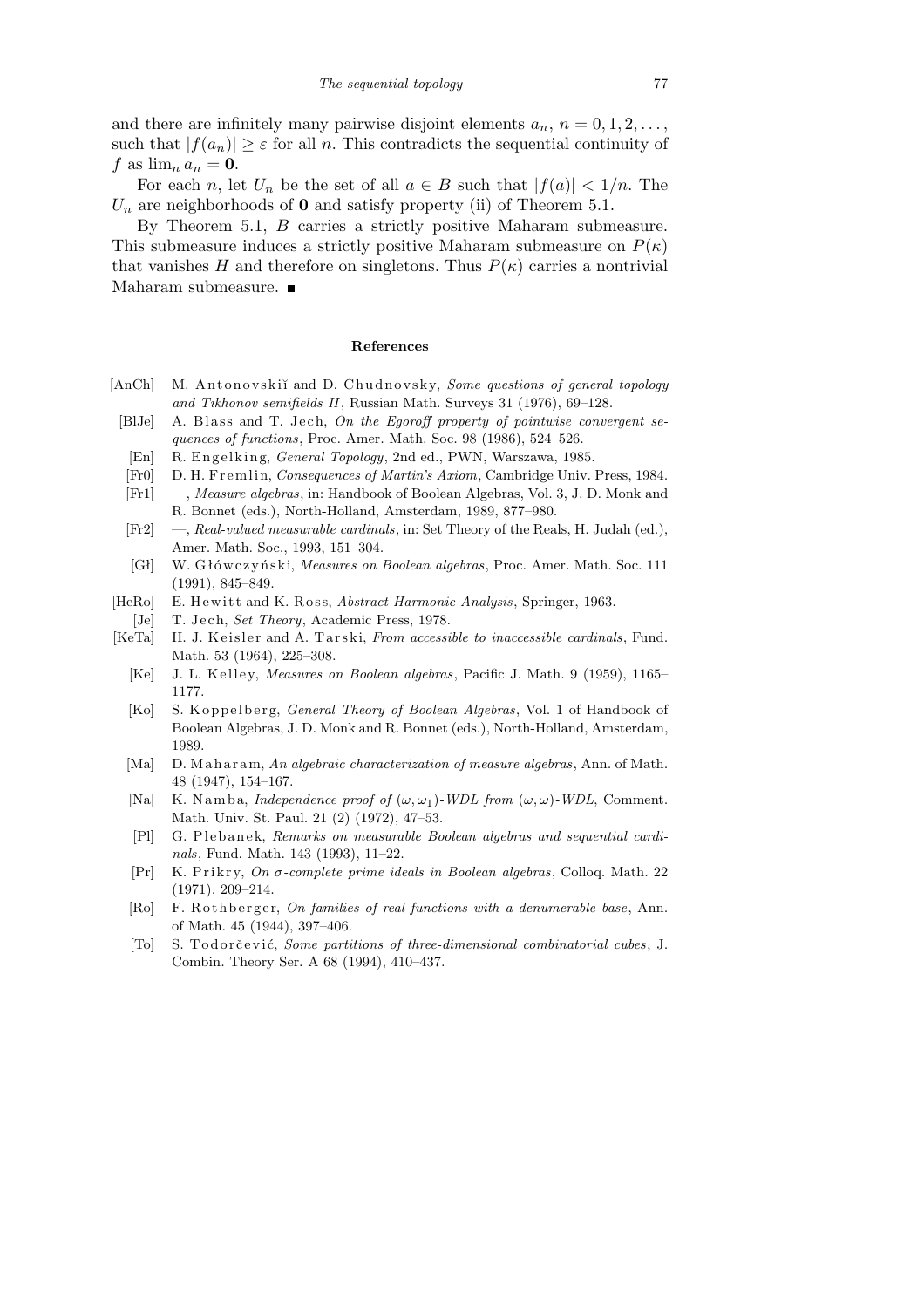and there are infinitely many pairwise disjoint elements $a_n$, $n = 0, 1, 2, \ldots$, such that $|f(a_n)| \geq \varepsilon$ for all $n$. This contradicts the sequential continuity of $f$ as $\lim_n a_n = \mathbf{0}$.

For each $n$, let $U_n$ be the set of all $a \in B$ such that $|f(a)| < 1/n$. The $U_n$ are neighborhoods of $\mathbf{0}$ and satisfy property (ii) of Theorem 5.1.

By Theorem 5.1, $B$ carries a strictly positive Maharam submeasure. This submeasure induces a strictly positive Maharam submeasure on $P(\kappa)$ that vanishes $H$ and therefore on singletons. Thus $P(\kappa)$ carries a nontrivial Maharam submeasure. ■

## References

[AnCh] M. Antonovskiĭ and D. Chudnovsky, *Some questions of general topology and Tikhonov semifields II*, Russian Math. Surveys 31 (1976), 69–128.

[BlJe] A. Blass and T. Jech, *On the Egoroff property of pointwise convergent sequences of functions*, Proc. Amer. Math. Soc. 98 (1986), 524–526.

[En] R. Engelking, *General Topology*, 2nd ed., PWN, Warszawa, 1985.

[Fr0] D. H. Fremlin, *Consequences of Martin's Axiom*, Cambridge Univ. Press, 1984.

[Fr1] —, *Measure algebras*, in: Handbook of Boolean Algebras, Vol. 3, J. D. Monk and R. Bonnet (eds.), North-Holland, Amsterdam, 1989, 877–980.

[Fr2] —, *Real-valued measurable cardinals*, in: Set Theory of the Reals, H. Judah (ed.), Amer. Math. Soc., 1993, 151–304.

[Gł] W. Główczyński, *Measures on Boolean algebras*, Proc. Amer. Math. Soc. 111 (1991), 845–849.

[HeRo] E. Hewitt and K. Ross, *Abstract Harmonic Analysis*, Springer, 1963.

[Je] T. Jech, *Set Theory*, Academic Press, 1978.

[KeTa] H. J. Keisler and A. Tarski, *From accessible to inaccessible cardinals*, Fund. Math. 53 (1964), 225–308.

[Ke] J. L. Kelley, *Measures on Boolean algebras*, Pacific J. Math. 9 (1959), 1165–1177.

[Ko] S. Koppelberg, *General Theory of Boolean Algebras*, Vol. 1 of Handbook of Boolean Algebras, J. D. Monk and R. Bonnet (eds.), North-Holland, Amsterdam, 1989.

[Ma] D. Maharam, *An algebraic characterization of measure algebras*, Ann. of Math. 48 (1947), 154–167.

[Na] K. Namba, *Independence proof of $(\omega, \omega_1)$-WDL from $(\omega, \omega)$-WDL*, Comment. Math. Univ. St. Paul. 21 (2) (1972), 47–53.

[Pl] G. Plebanek, *Remarks on measurable Boolean algebras and sequential cardinals*, Fund. Math. 143 (1993), 11–22.

[Pr] K. Prikry, *On σ-complete prime ideals in Boolean algebras*, Colloq. Math. 22 (1971), 209–214.

[Ro] F. Rothberger, *On families of real functions with a denumerable base*, Ann. of Math. 45 (1944), 397–406.

[To] S. Todorčević, *Some partitions of three-dimensional combinatorial cubes*, J. Combin. Theory Ser. A 68 (1994), 410–437.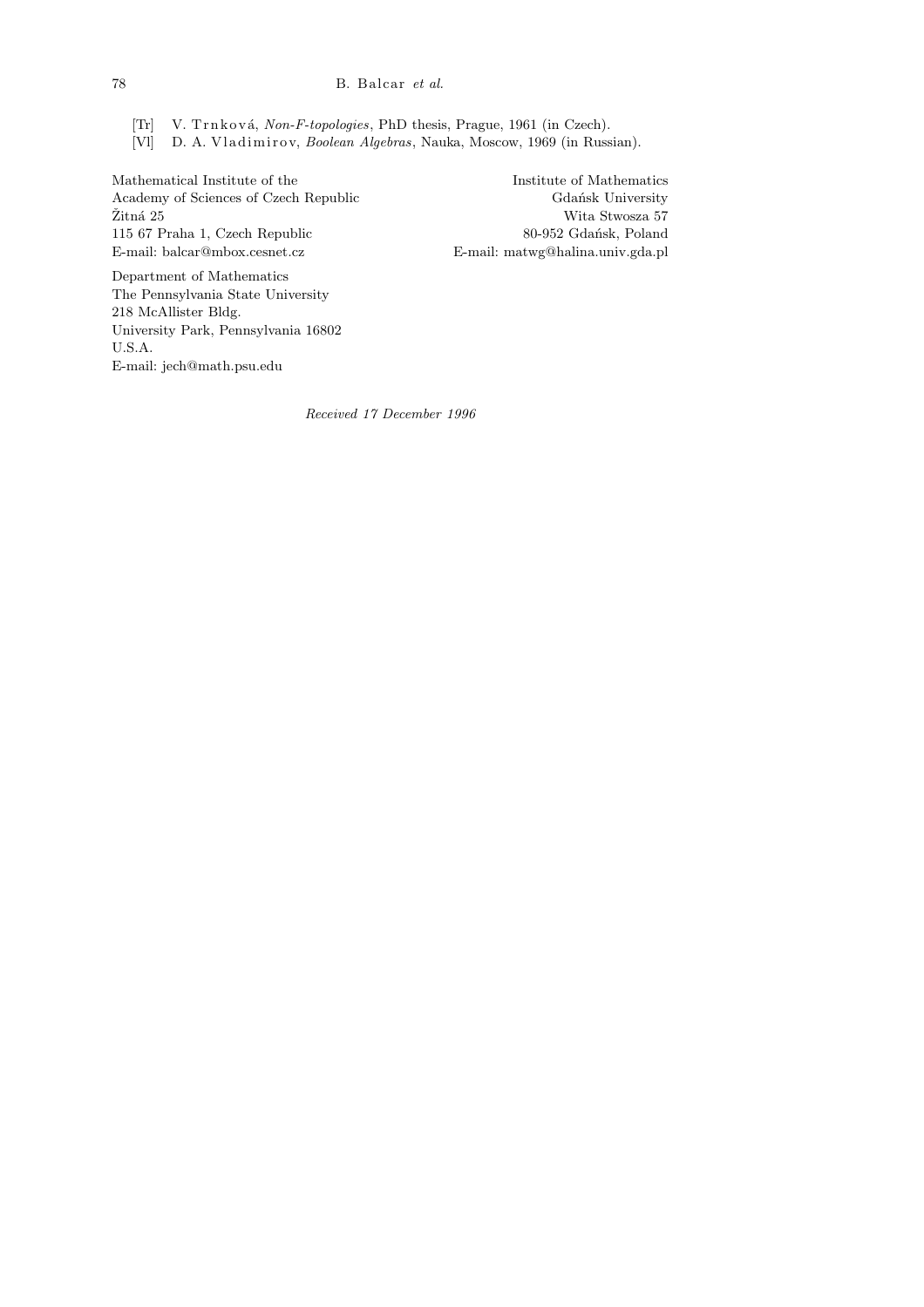[Tr] V. Trnková, *Non-F-topologies*, PhD thesis, Prague, 1961 (in Czech).

[Vl] D. A. Vladimirov, *Boolean Algebras*, Nauka, Moscow, 1969 (in Russian).

Mathematical Institute of the
Academy of Sciences of Czech Republic
Žitná 25
115 67 Praha 1, Czech Republic
E-mail: balcar@mbox.cesnet.cz

Institute of Mathematics
Gdańsk University
Wita Stwosza 57
80-952 Gdańsk, Poland
E-mail: matwg@halina.univ.gda.pl

Department of Mathematics
The Pennsylvania State University
218 McAllister Bldg.
University Park, Pennsylvania 16802
U.S.A.
E-mail: jech@math.psu.edu

*Received 17 December 1996*